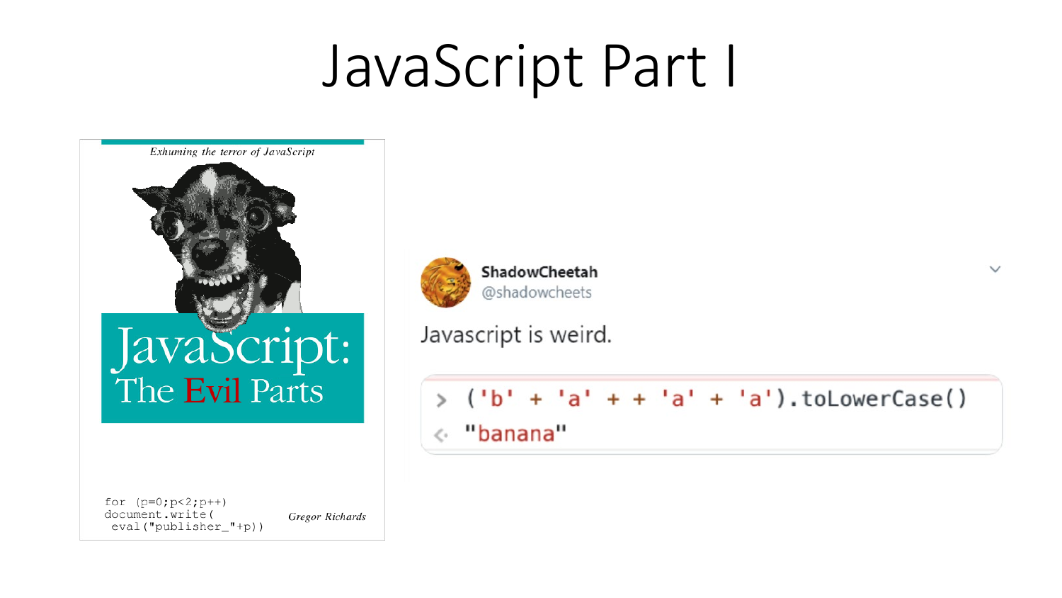# JavaScript Part I

*Exhuming the terror of JavaScript*

**JavaScript: The Evil Parts**

```
for (p=0;p<2;p++)
document.write(
 eval("publisher_"+p))
```

*Gregor Richards*

**ShadowCheetah** @shadowcheets

Javascript is weird.

```
> ('b' + 'a' + + 'a' + 'a').toLowerCase()
<· "banana"
```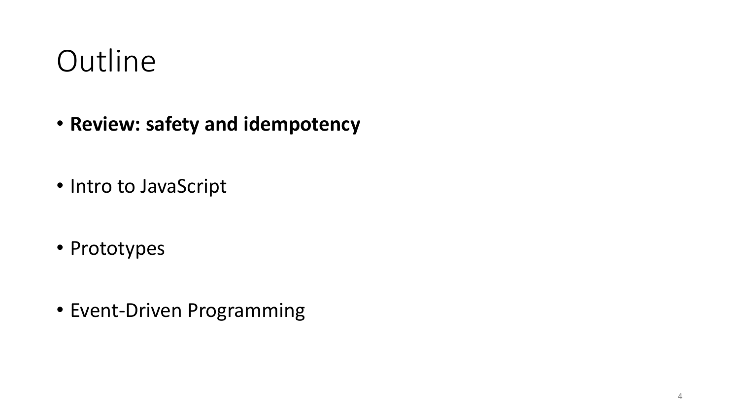# Outline

- **Review: safety and idempotency**
- Intro to JavaScript
- Prototypes
- Event-Driven Programming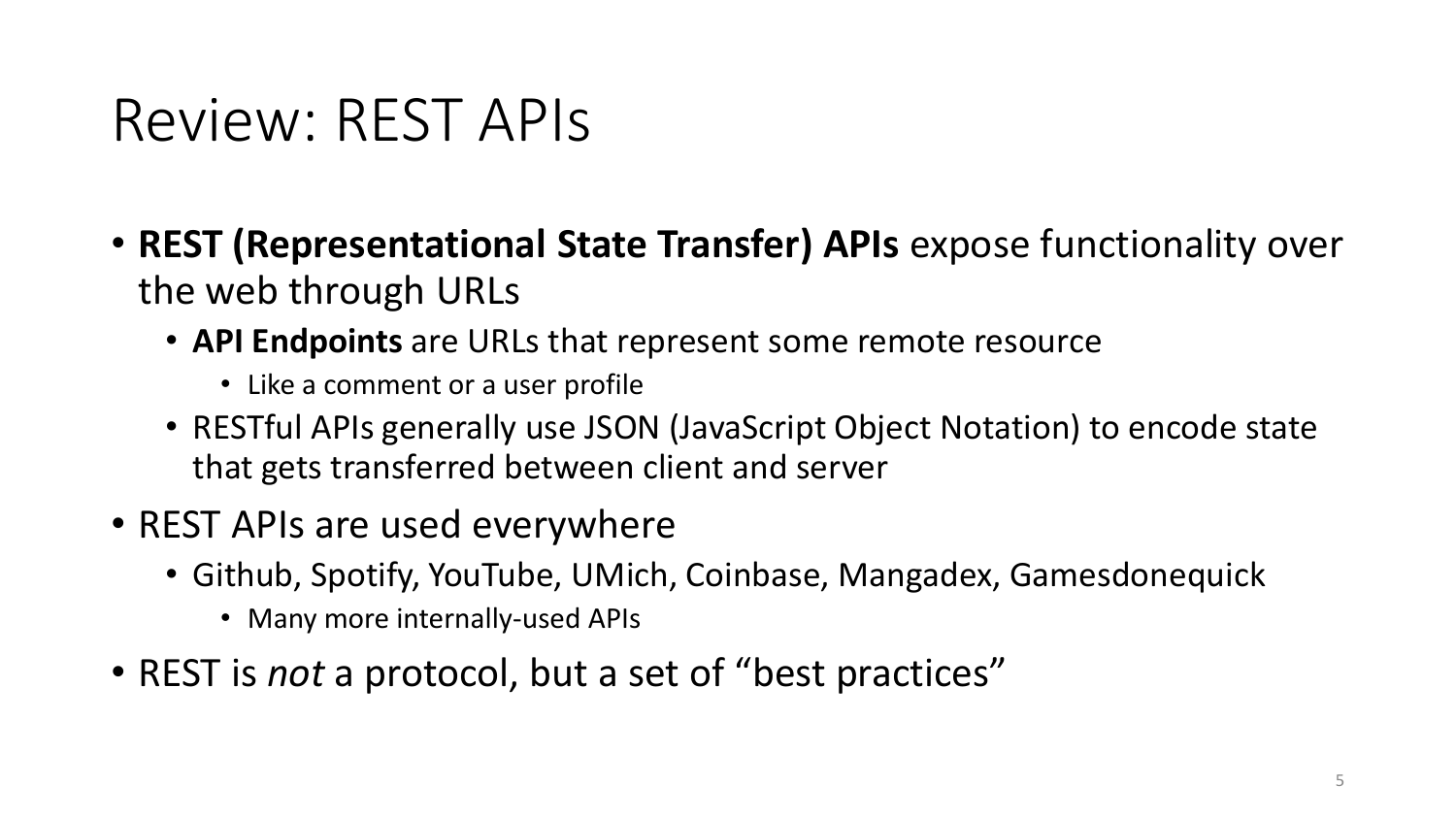# Review: REST APIs

- **REST (Representational State Transfer) APIs** expose functionality over the web through URLs
  - **API Endpoints** are URLs that represent some remote resource
    - Like a comment or a user profile
  - RESTful APIs generally use JSON (JavaScript Object Notation) to encode state that gets transferred between client and server
- REST APIs are used everywhere
  - Github, Spotify, YouTube, UMich, Coinbase, Mangadex, Gamesdonequick
    - Many more internally-used APIs
- REST is *not* a protocol, but a set of "best practices"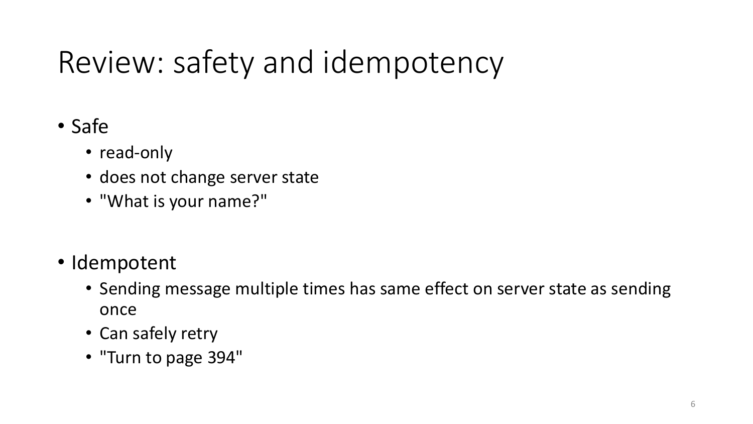# Review: safety and idempotency

- Safe
  - read-only
  - does not change server state
  - "What is your name?"

- Idempotent
  - Sending message multiple times has same effect on server state as sending once
  - Can safely retry
  - "Turn to page 394"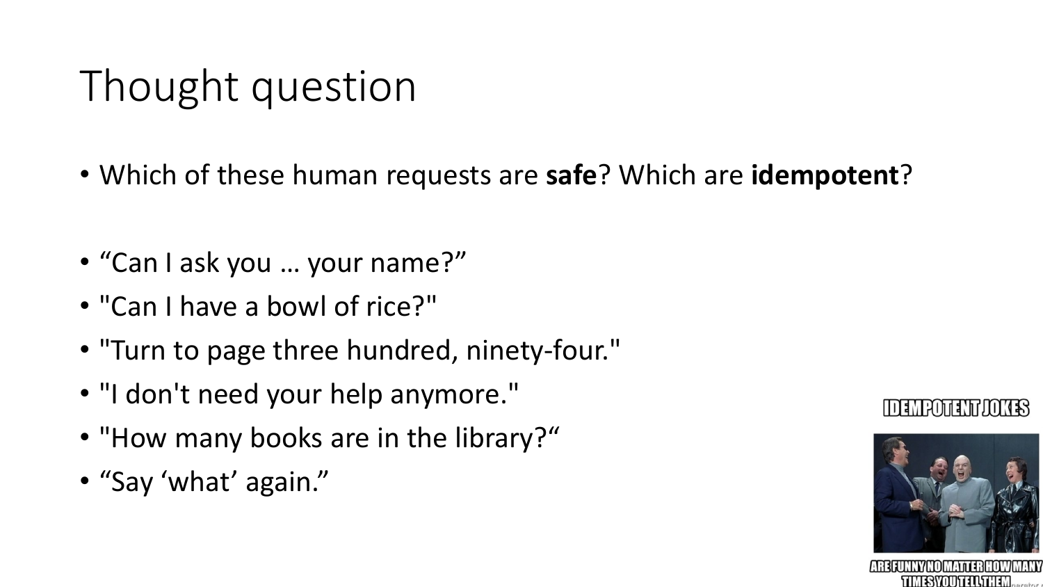# Thought question

- Which of these human requests are **safe**? Which are **idempotent**?

- "Can I ask you … your name?"
- "Can I have a bowl of rice?"
- "Turn to page three hundred, ninety-four."
- "I don't need your help anymore."
- "How many books are in the library?"
- "Say 'what' again."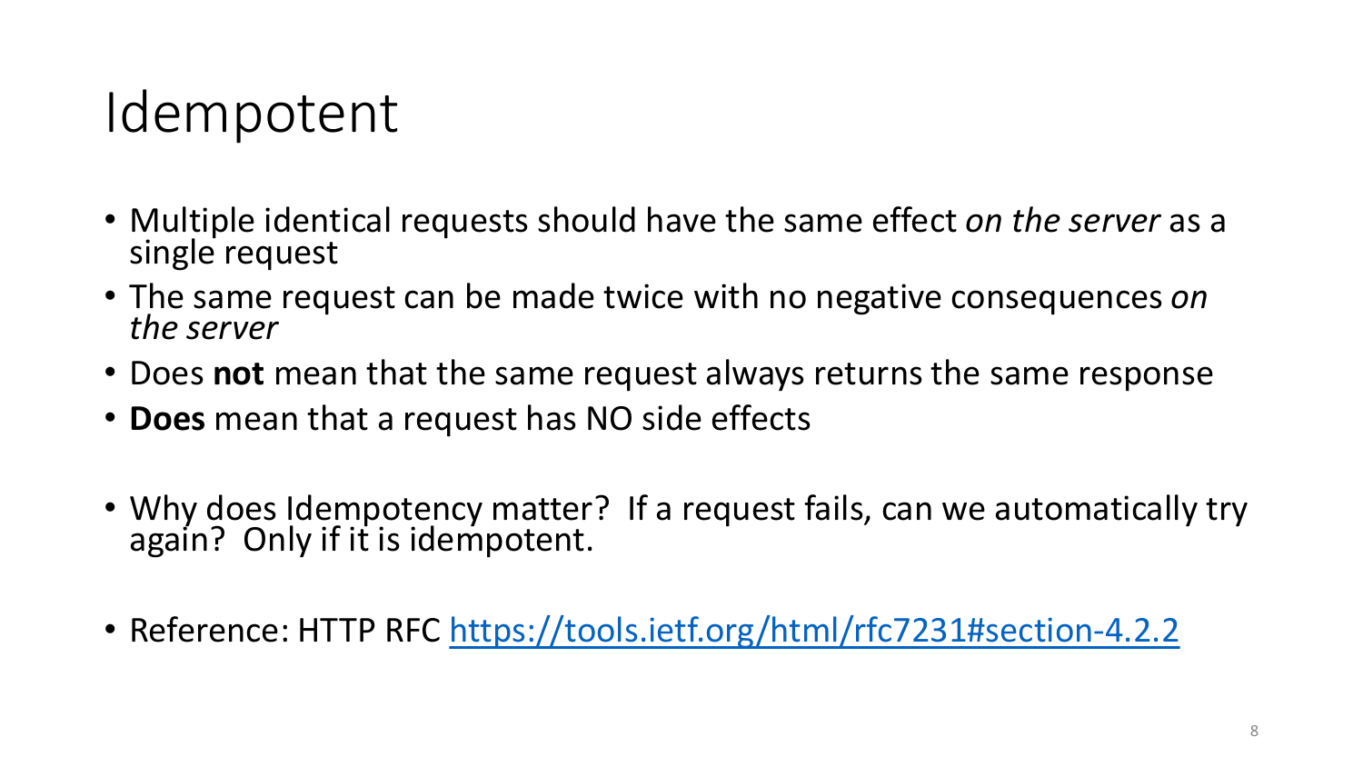# Idempotent

- Multiple identical requests should have the same effect *on the server* as a single request
- The same request can be made twice with no negative consequences *on the server*
- Does **not** mean that the same request always returns the same response
- **Does** mean that a request has NO side effects

- Why does Idempotency matter? If a request fails, can we automatically try again? Only if it is idempotent.

- Reference: HTTP RFC [https://tools.ietf.org/html/rfc7231#section-4.2.2](https://tools.ietf.org/html/rfc7231#section-4.2.2)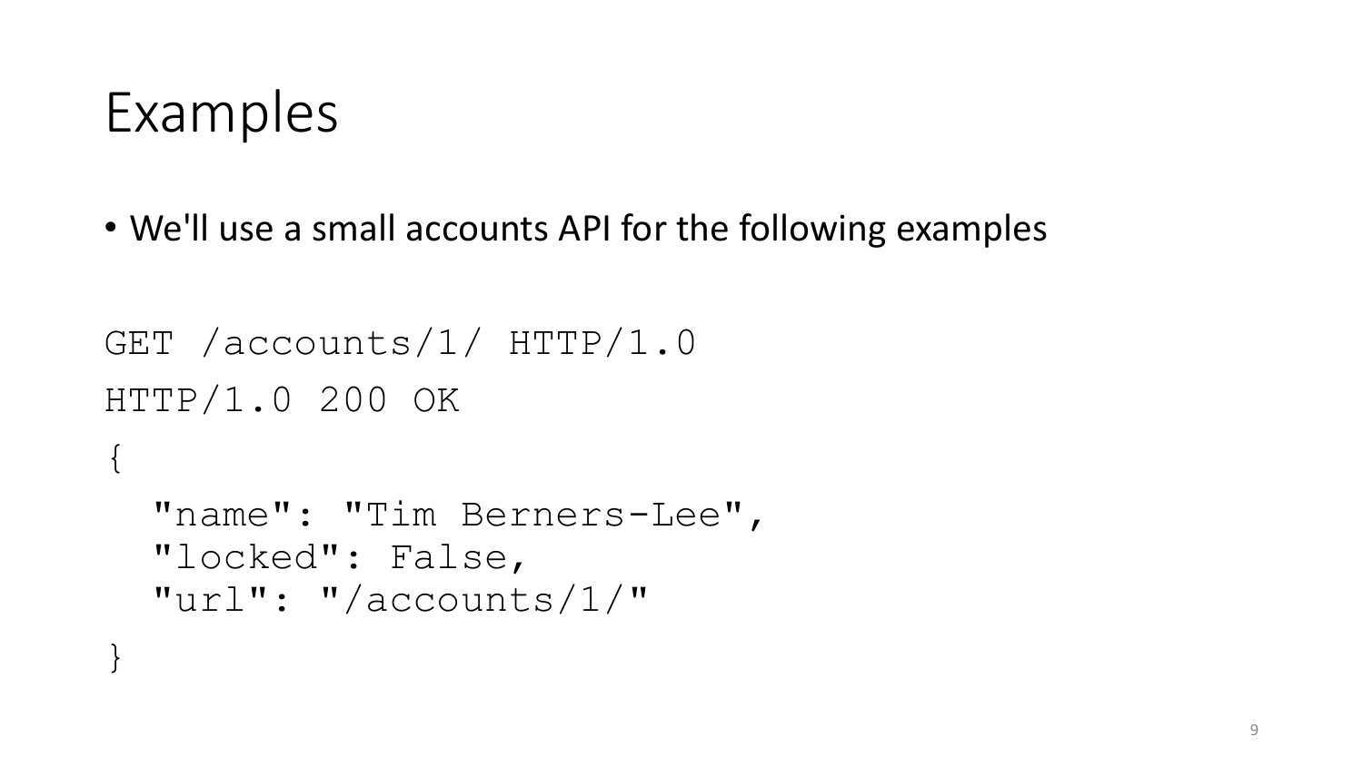# Examples

- We'll use a small accounts API for the following examples

```
GET /accounts/1/ HTTP/1.0
HTTP/1.0 200 OK
{
  "name": "Tim Berners-Lee",
  "locked": False,
  "url": "/accounts/1/"
}
```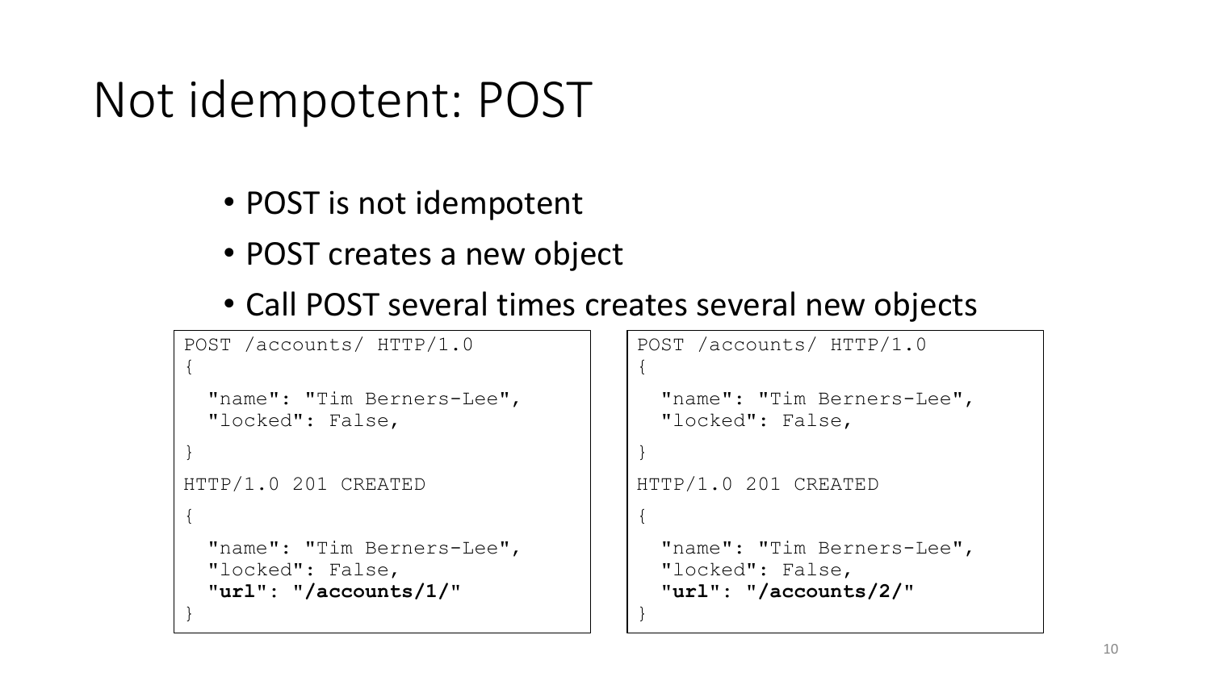# Not idempotent: POST

- POST is not idempotent
- POST creates a new object
- Call POST several times creates several new objects

```
POST /accounts/ HTTP/1.0
{
  "name": "Tim Berners-Lee",
  "locked": False,
}
HTTP/1.0 201 CREATED
{
  "name": "Tim Berners-Lee",
  "locked": False,
  "url": "/accounts/1/"
}
```

```
POST /accounts/ HTTP/1.0
{
  "name": "Tim Berners-Lee",
  "locked": False,
}
HTTP/1.0 201 CREATED
{
  "name": "Tim Berners-Lee",
  "locked": False,
  "url": "/accounts/2/"
}
```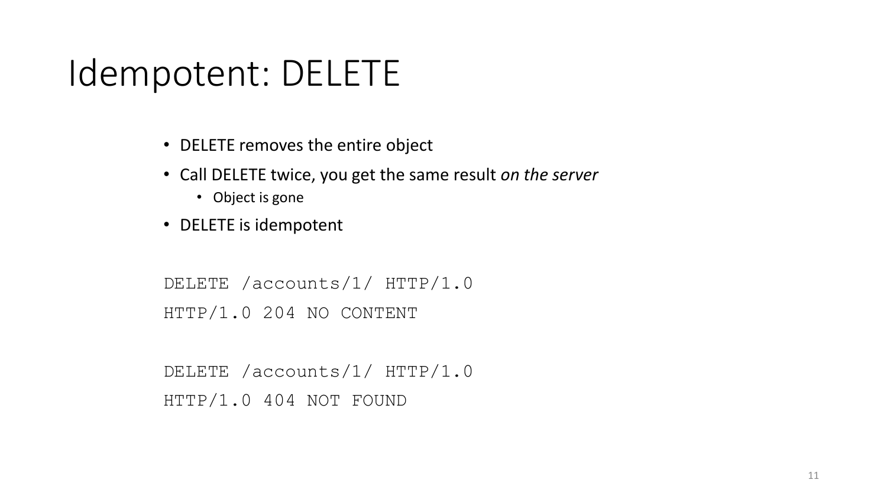# Idempotent: DELETE

- DELETE removes the entire object
- Call DELETE twice, you get the same result *on the server*
  - Object is gone
- DELETE is idempotent

```
DELETE /accounts/1/ HTTP/1.0
HTTP/1.0 204 NO CONTENT

DELETE /accounts/1/ HTTP/1.0
HTTP/1.0 404 NOT FOUND
```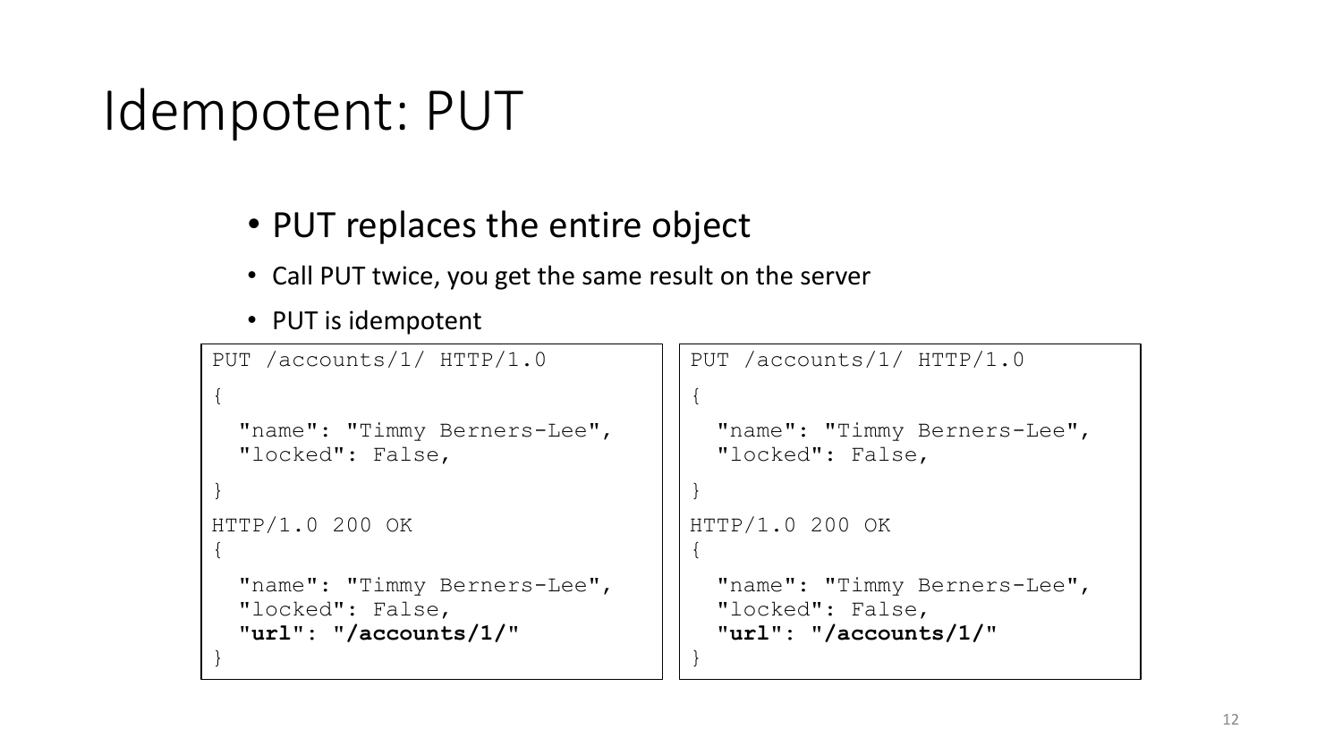# Idempotent: PUT

- PUT replaces the entire object
  - Call PUT twice, you get the same result on the server
  - PUT is idempotent

```
PUT /accounts/1/ HTTP/1.0
{
  "name": "Timmy Berners-Lee",
  "locked": False,
}
HTTP/1.0 200 OK
{
  "name": "Timmy Berners-Lee",
  "locked": False,
  "url": "/accounts/1/"
}
```

```
PUT /accounts/1/ HTTP/1.0
{
  "name": "Timmy Berners-Lee",
  "locked": False,
}
HTTP/1.0 200 OK
{
  "name": "Timmy Berners-Lee",
  "locked": False,
  "url": "/accounts/1/"
}
```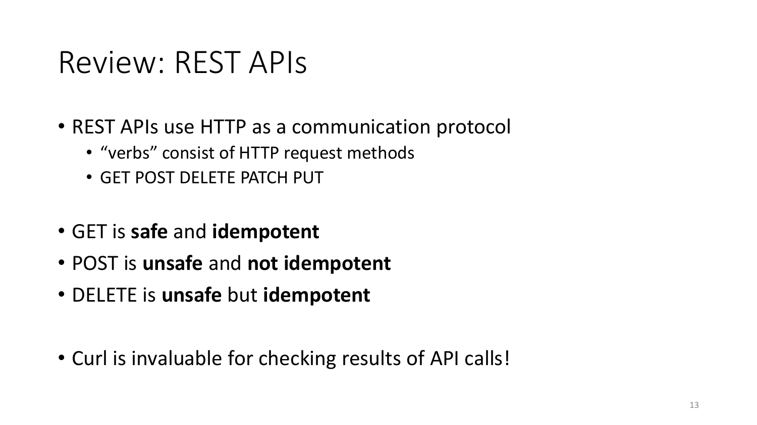# Review: REST APIs

- REST APIs use HTTP as a communication protocol
  - “verbs” consist of HTTP request methods
  - GET POST DELETE PATCH PUT

- GET is **safe** and **idempotent**
- POST is **unsafe** and **not idempotent**
- DELETE is **unsafe** but **idempotent**

- Curl is invaluable for checking results of API calls!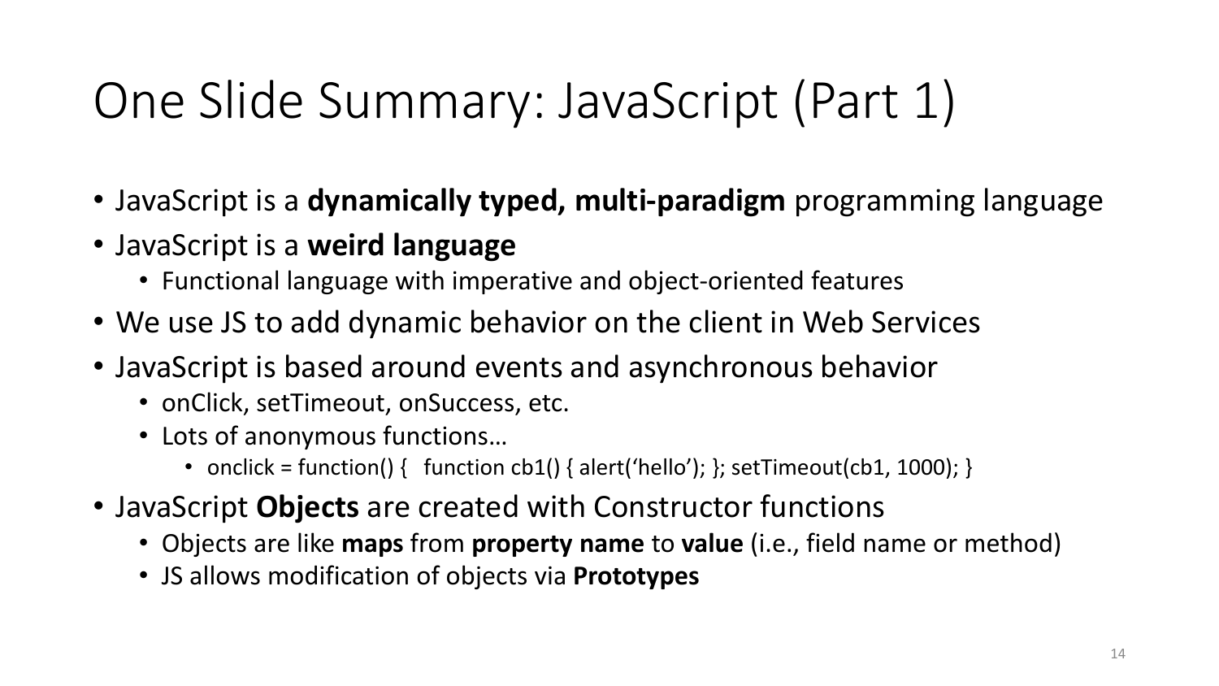# One Slide Summary: JavaScript (Part 1)

- JavaScript is a **dynamically typed, multi-paradigm** programming language
- JavaScript is a **weird language**
  - Functional language with imperative and object-oriented features
- We use JS to add dynamic behavior on the client in Web Services
- JavaScript is based around events and asynchronous behavior
  - onClick, setTimeout, onSuccess, etc.
  - Lots of anonymous functions…
    - onclick = function() {   function cb1() { alert('hello'); }; setTimeout(cb1, 1000); }
- JavaScript **Objects** are created with Constructor functions
  - Objects are like **maps** from **property name** to **value** (i.e., field name or method)
  - JS allows modification of objects via **Prototypes**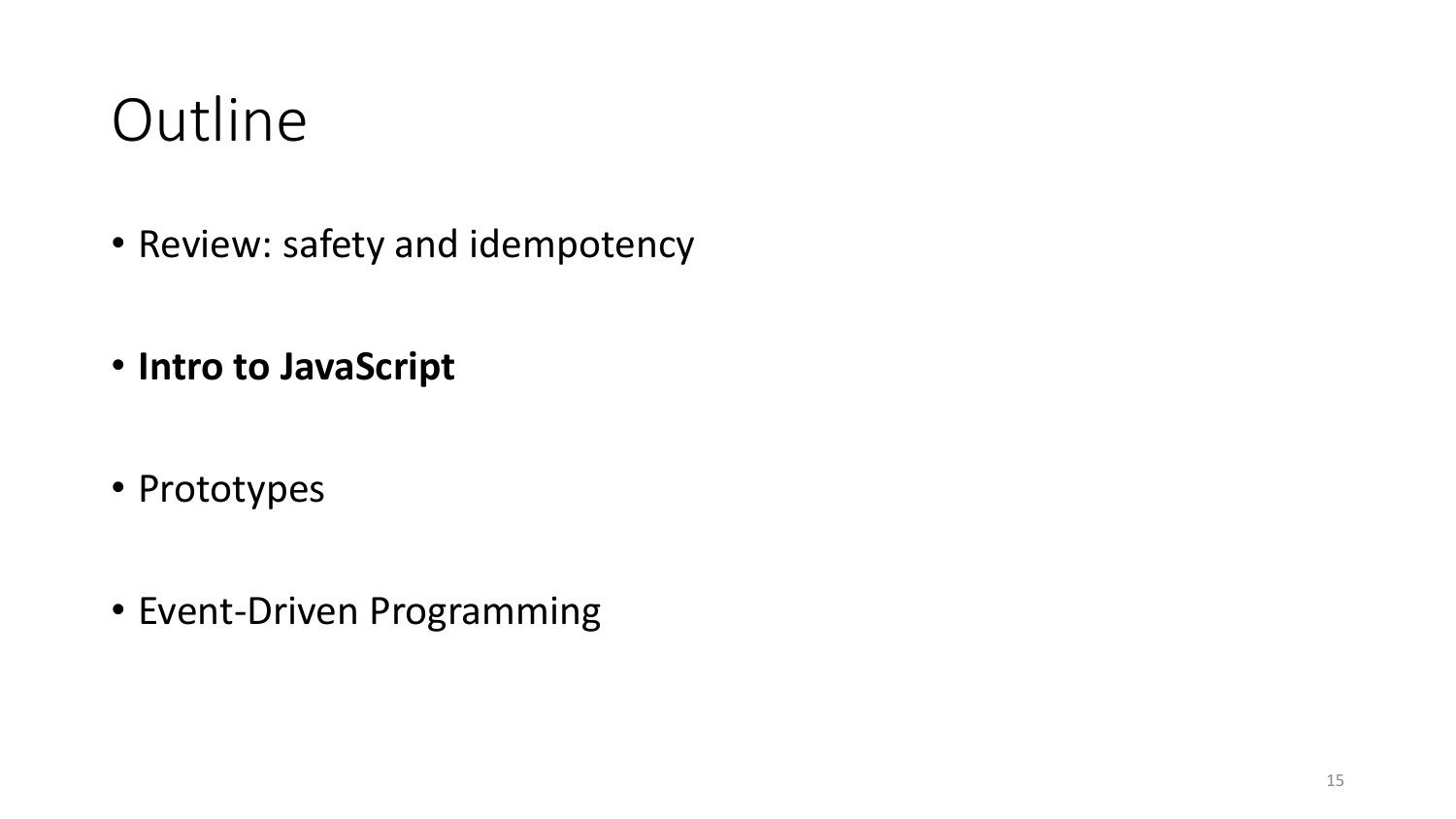# Outline

- Review: safety and idempotency
- **Intro to JavaScript**
- Prototypes
- Event-Driven Programming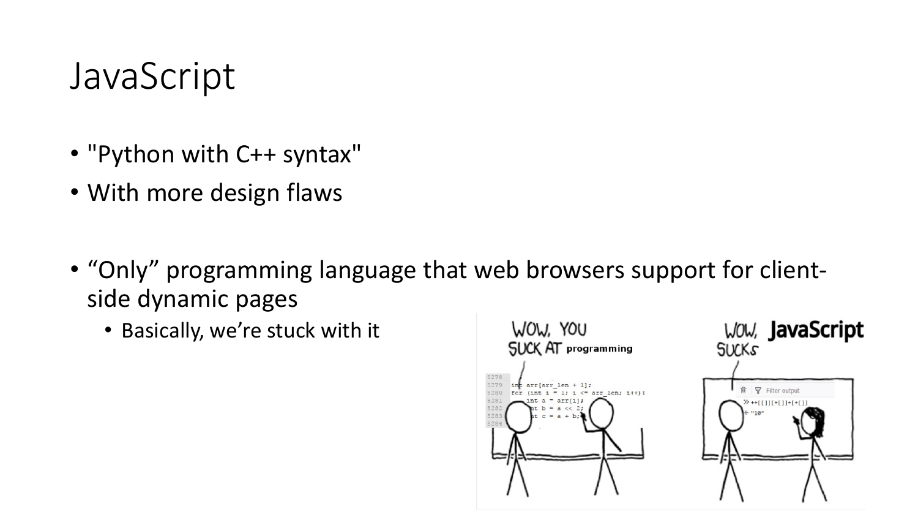# JavaScript

- "Python with C++ syntax"
- With more design flaws

- “Only” programming language that web browsers support for client-side dynamic pages
  - Basically, we’re stuck with it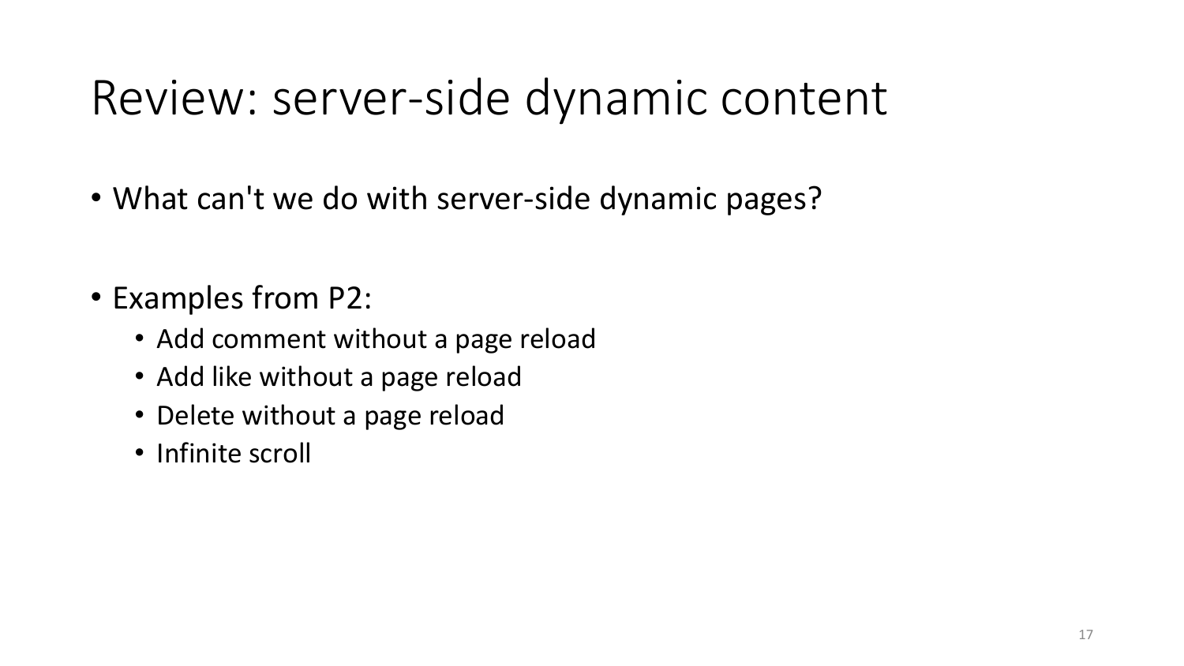# Review: server-side dynamic content

- What can't we do with server-side dynamic pages?

- Examples from P2:
  - Add comment without a page reload
  - Add like without a page reload
  - Delete without a page reload
  - Infinite scroll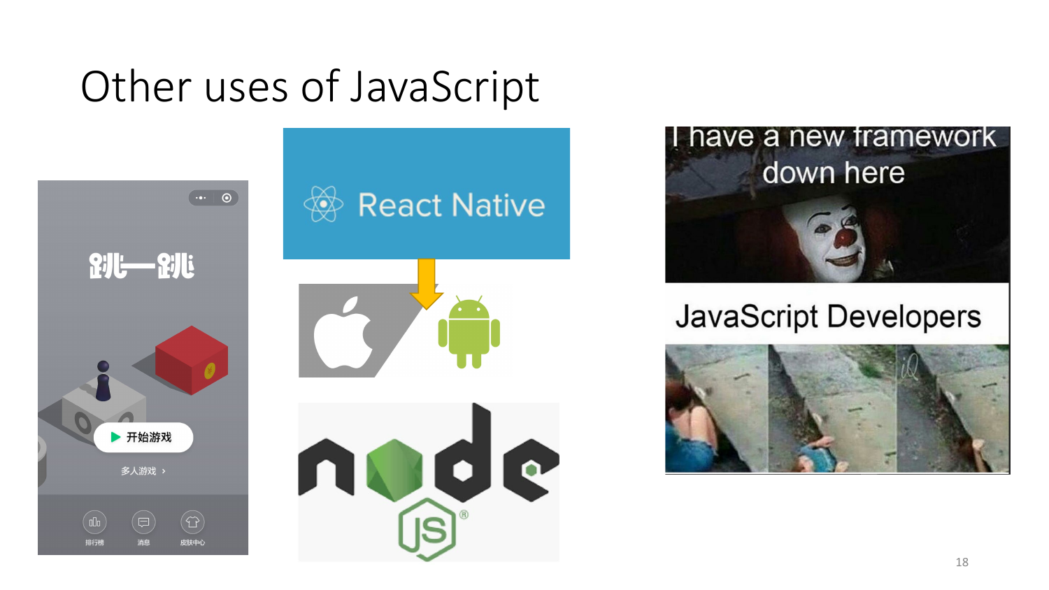# Other uses of JavaScript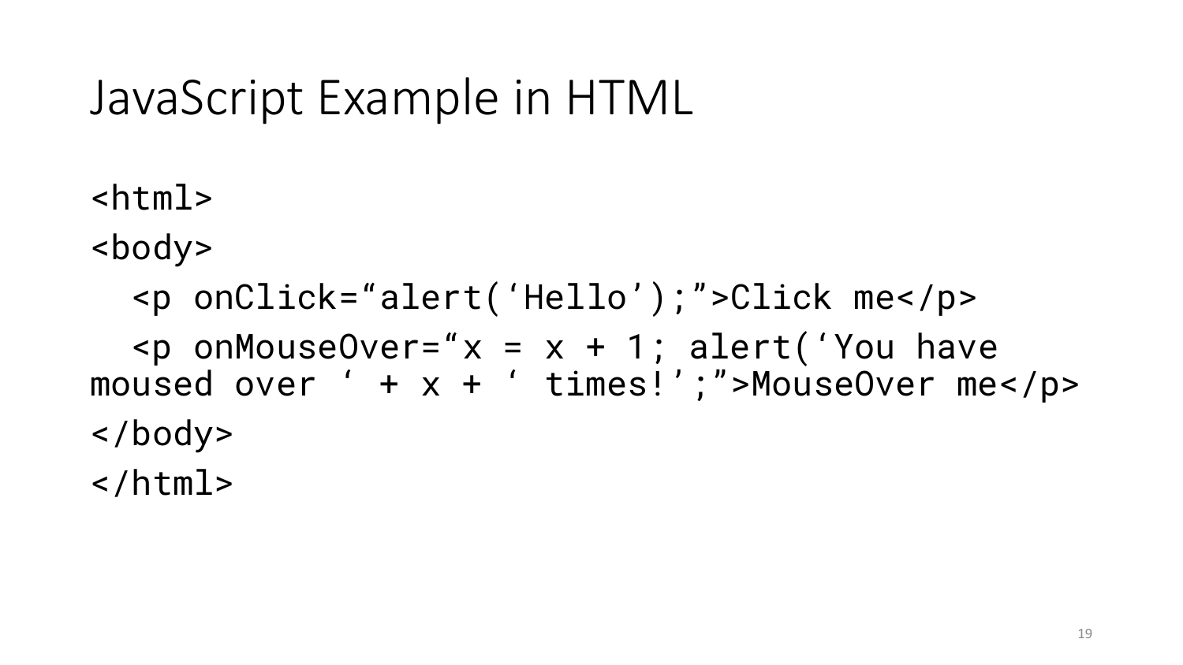# JavaScript Example in HTML

```
<html>
<body>
  <p onClick="alert('Hello');">Click me</p>
  <p onMouseOver="x = x + 1; alert('You have moused over ' + x + ' times!';">MouseOver me</p>
</body>
</html>
```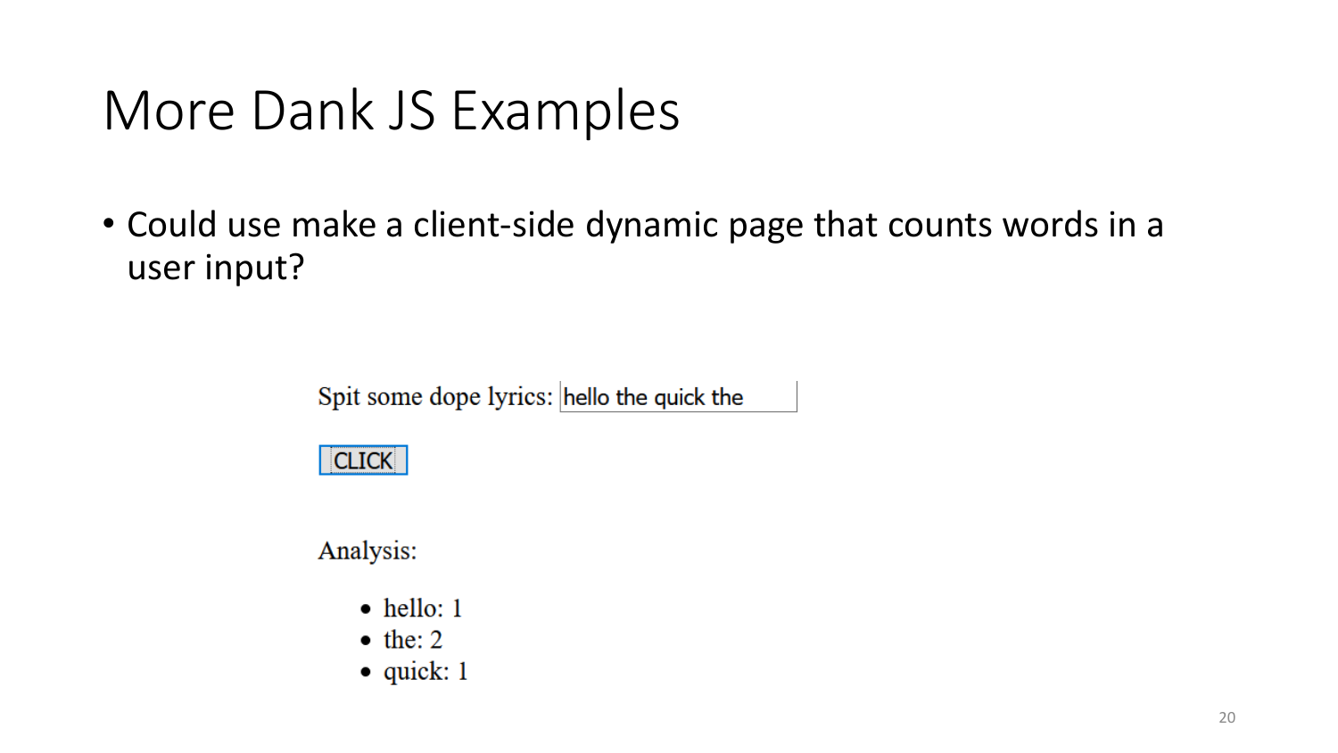# More Dank JS Examples

- Could use make a client-side dynamic page that counts words in a user input?

Spit some dope lyrics: hello the quick the

CLICK

Analysis:

- hello: 1
- the: 2
- quick: 1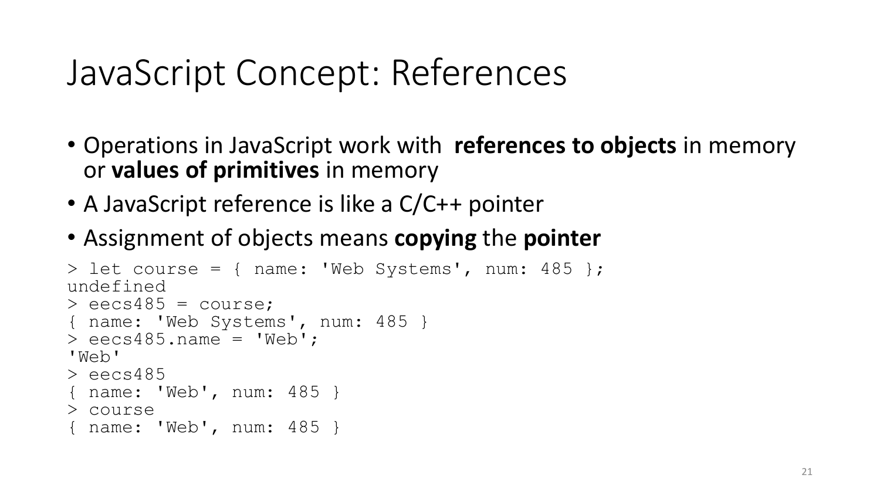# JavaScript Concept: References

- Operations in JavaScript work with **references to objects** in memory or **values of primitives** in memory
- A JavaScript reference is like a C/C++ pointer
- Assignment of objects means **copying** the **pointer**

```
> let course = { name: 'Web Systems', num: 485 };
undefined
> eecs485 = course;
{ name: 'Web Systems', num: 485 }
> eecs485.name = 'Web';
'Web'
> eecs485
{ name: 'Web', num: 485 }
> course
{ name: 'Web', num: 485 }
```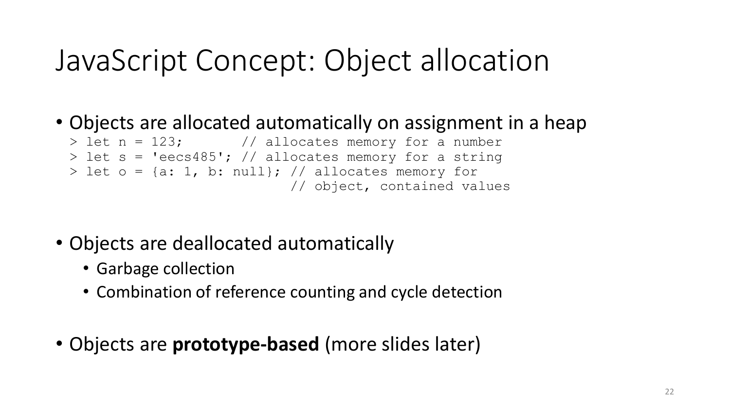# JavaScript Concept: Object allocation

- Objects are allocated automatically on assignment in a heap

```
> let n = 123;       // allocates memory for a number
> let s = 'eecs485'; // allocates memory for a string
> let o = {a: 1, b: null}; // allocates memory for
                           // object, contained values
```

- Objects are deallocated automatically
  - Garbage collection
  - Combination of reference counting and cycle detection

- Objects are **prototype-based** (more slides later)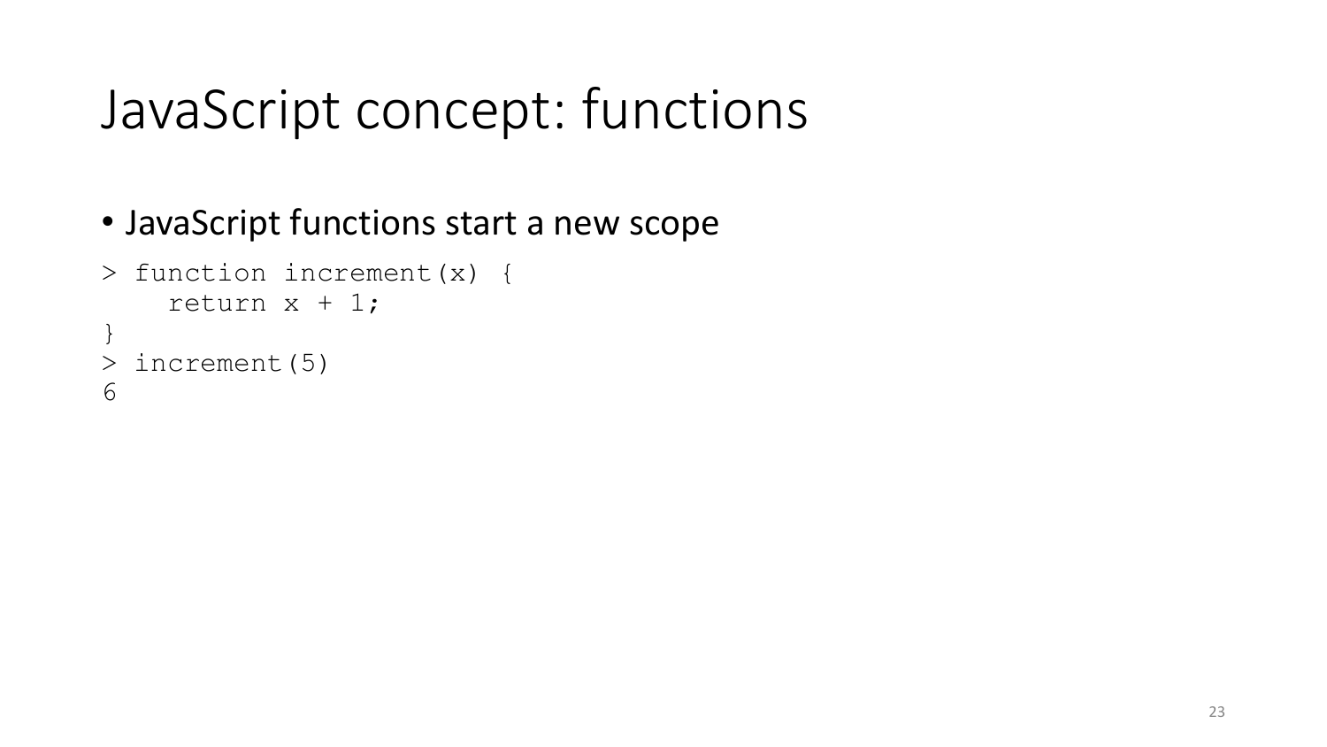# JavaScript concept: functions

- JavaScript functions start a new scope

```
> function increment(x) {
    return x + 1;
}
> increment(5)
6
```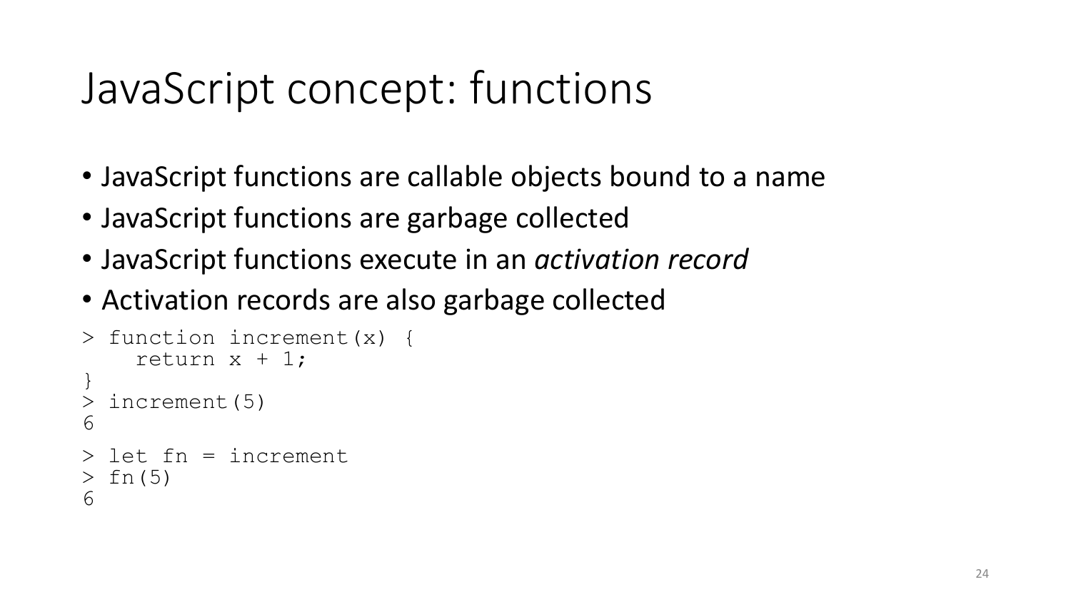# JavaScript concept: functions

- JavaScript functions are callable objects bound to a name
- JavaScript functions are garbage collected
- JavaScript functions execute in an *activation record*
- Activation records are also garbage collected

```
> function increment(x) {
    return x + 1;
}
> increment(5)
6
> let fn = increment
> fn(5)
6
```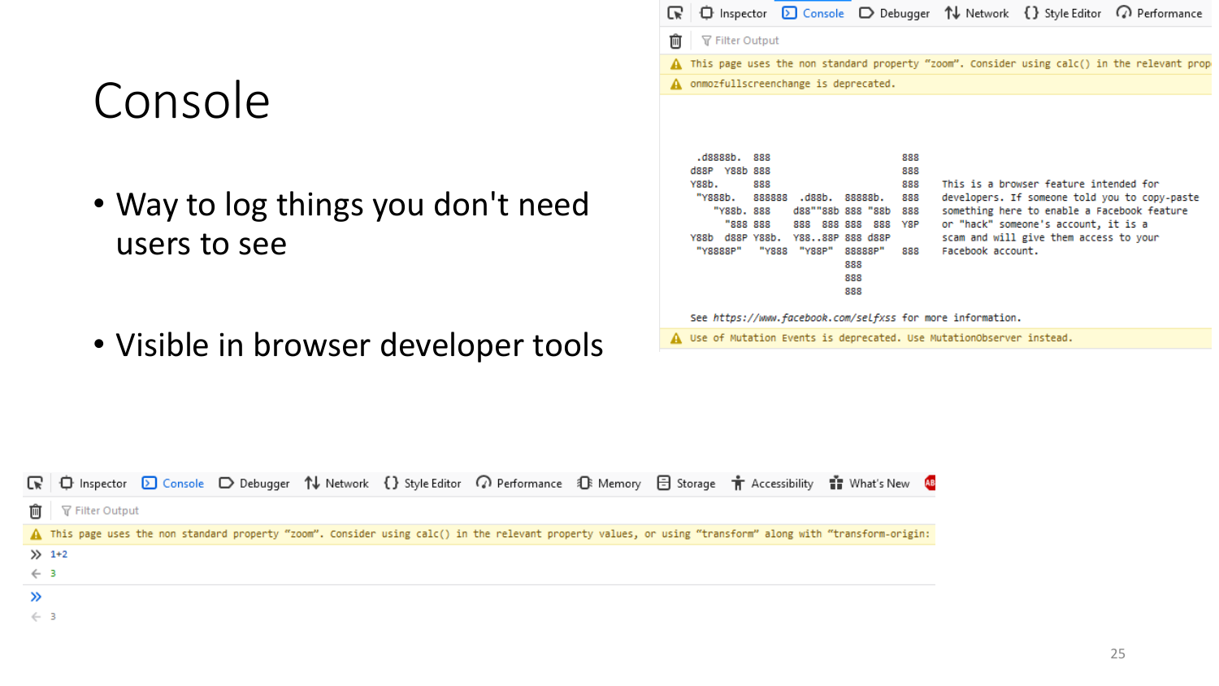# Console

- Way to log things you don't need users to see
- Visible in browser developer tools

Inspector Console Debugger Network Style Editor Performance

Filter Output

⚠ This page uses the non standard property "zoom". Consider using calc() in the relevant prop

⚠ onmozfullscreenchange is deprecated.

```
 .d8888b.  888                       888
d88P  Y88b 888                       888
Y88b.      888                       888
 "Y888b.   888888  .d88b.  88888b.   888
    "Y88b. 888    d88""88b 888 "88b  888
      "888 888    888  888 888  888  Y8P
Y88b  d88P Y88b.  Y88..88P 888 d88P
 "Y8888P"   "Y888  "Y88P"  88888P"   888
                           888
                           888
                           888
```

This is a browser feature intended for developers. If someone told you to copy-paste something here to enable a Facebook feature or "hack" someone's account, it is a scam and will give them access to your Facebook account.

See *https://www.facebook.com/selfxss* for more information.

⚠ Use of Mutation Events is deprecated. Use MutationObserver instead.

Inspector Console Debugger Network Style Editor Performance Memory Storage Accessibility What's New

Filter Output

⚠ This page uses the non standard property "zoom". Consider using calc() in the relevant property values, or using "transform" along with "transform-origin:

```
» 1+2
← 3
»
← 3
```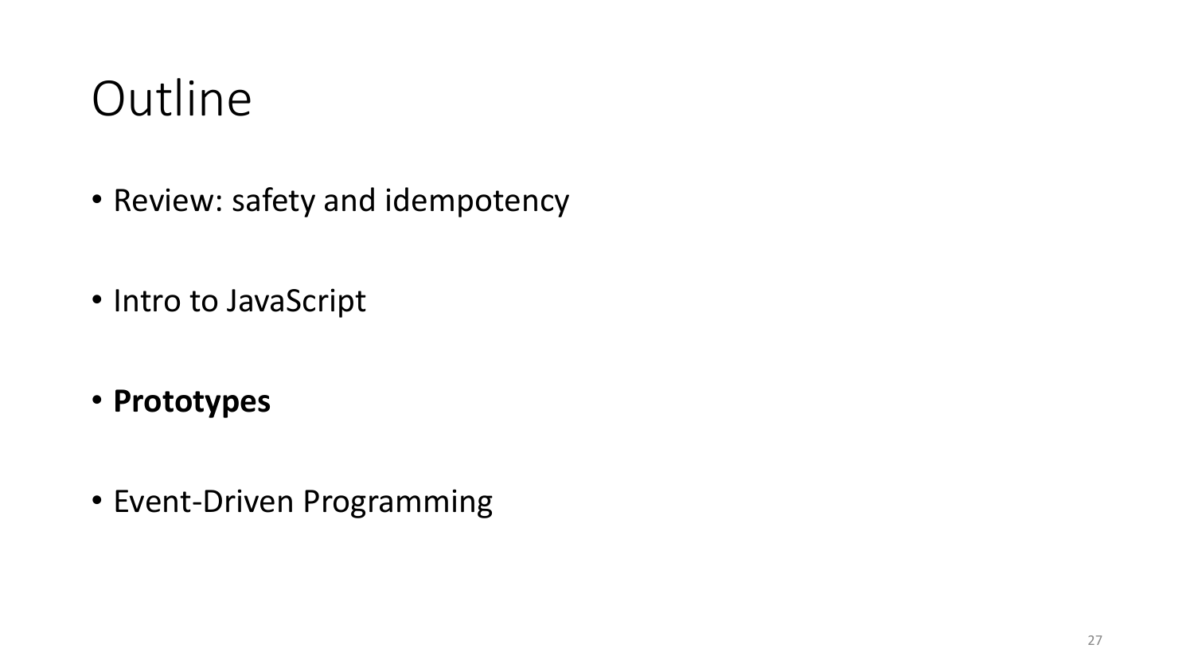# Outline

- Review: safety and idempotency
- Intro to JavaScript
- **Prototypes**
- Event-Driven Programming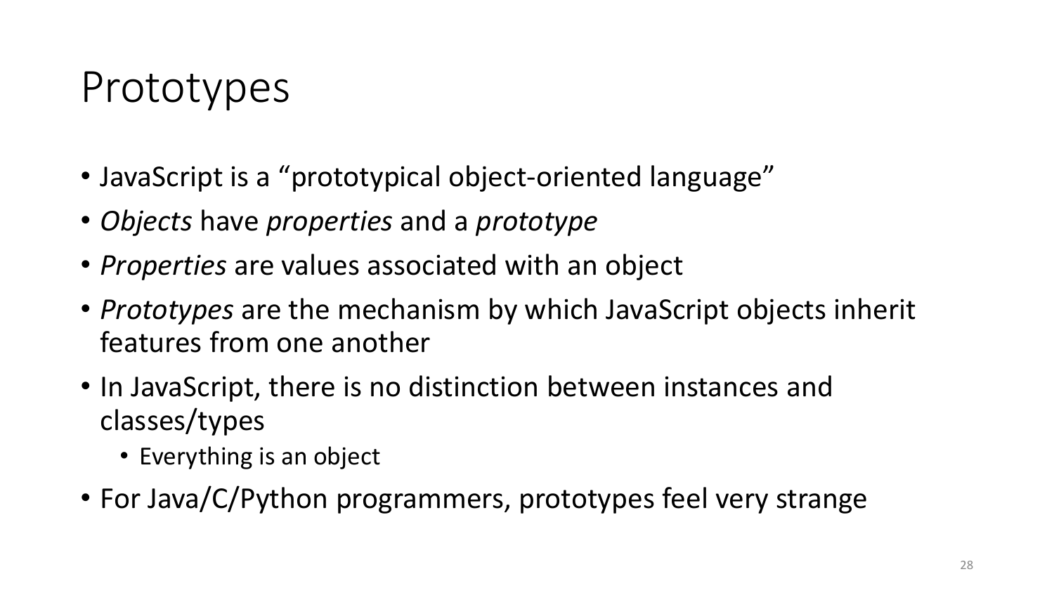# Prototypes

- JavaScript is a "prototypical object-oriented language"
- *Objects* have *properties* and a *prototype*
- *Properties* are values associated with an object
- *Prototypes* are the mechanism by which JavaScript objects inherit features from one another
- In JavaScript, there is no distinction between instances and classes/types
  - Everything is an object
- For Java/C/Python programmers, prototypes feel very strange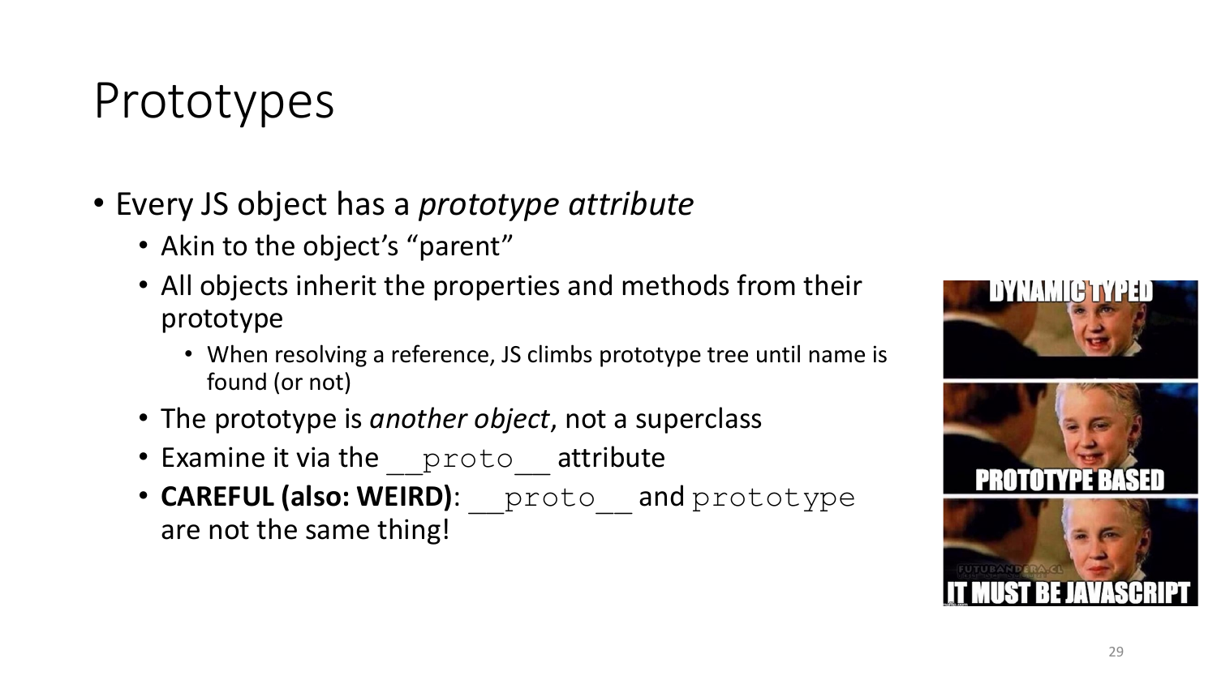# Prototypes

- Every JS object has a *prototype attribute*
  - Akin to the object's "parent"
  - All objects inherit the properties and methods from their prototype
    - When resolving a reference, JS climbs prototype tree until name is found (or not)
  - The prototype is *another object*, not a superclass
  - Examine it via the `__proto__` attribute
  - **CAREFUL (also: WEIRD)**: `__proto__` and `prototype` are not the same thing!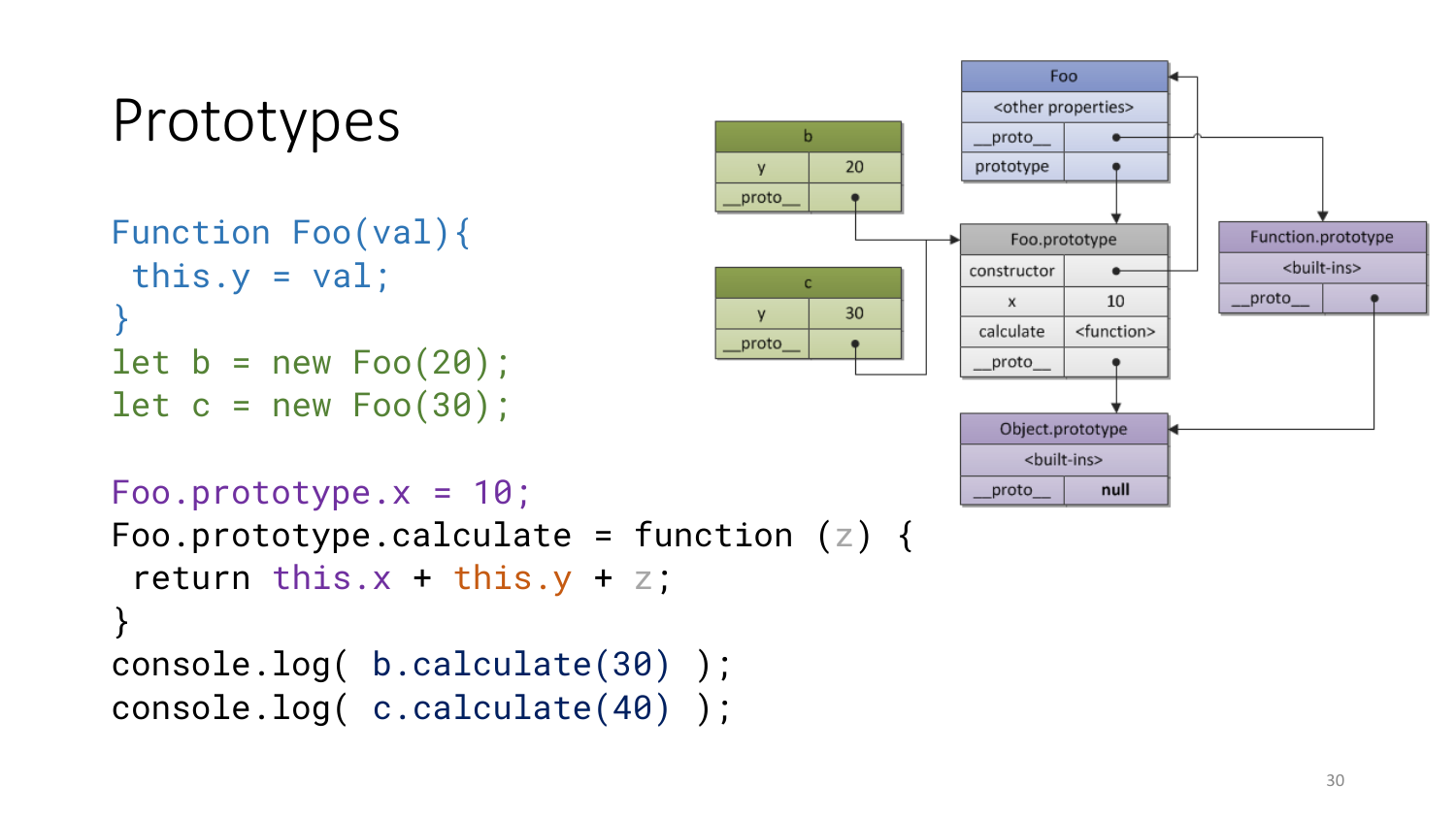# Prototypes

```
Function Foo(val){
 this.y = val;
}
let b = new Foo(20);
let c = new Foo(30);

Foo.prototype.x = 10;
Foo.prototype.calculate = function (z) {
 return this.x + this.y + z;
}
console.log( b.calculate(30) );
console.log( c.calculate(40) );
```

| b | |
|---|---|
| y | 20 |
| __proto__ | • |

| c | |
|---|---|
| y | 30 |
| __proto__ | • |

| Foo | |
|---|---|
| <other properties> | |
| __proto__ | • |
| prototype | • |

| Foo.prototype | |
|---|---|
| constructor | • |
| x | 10 |
| calculate | <function> |
| __proto__ | • |

| Function.prototype | |
|---|---|
| <built-ins> | |
| __proto__ | • |

| Object.prototype | |
|---|---|
| <built-ins> | |
| __proto__ | null |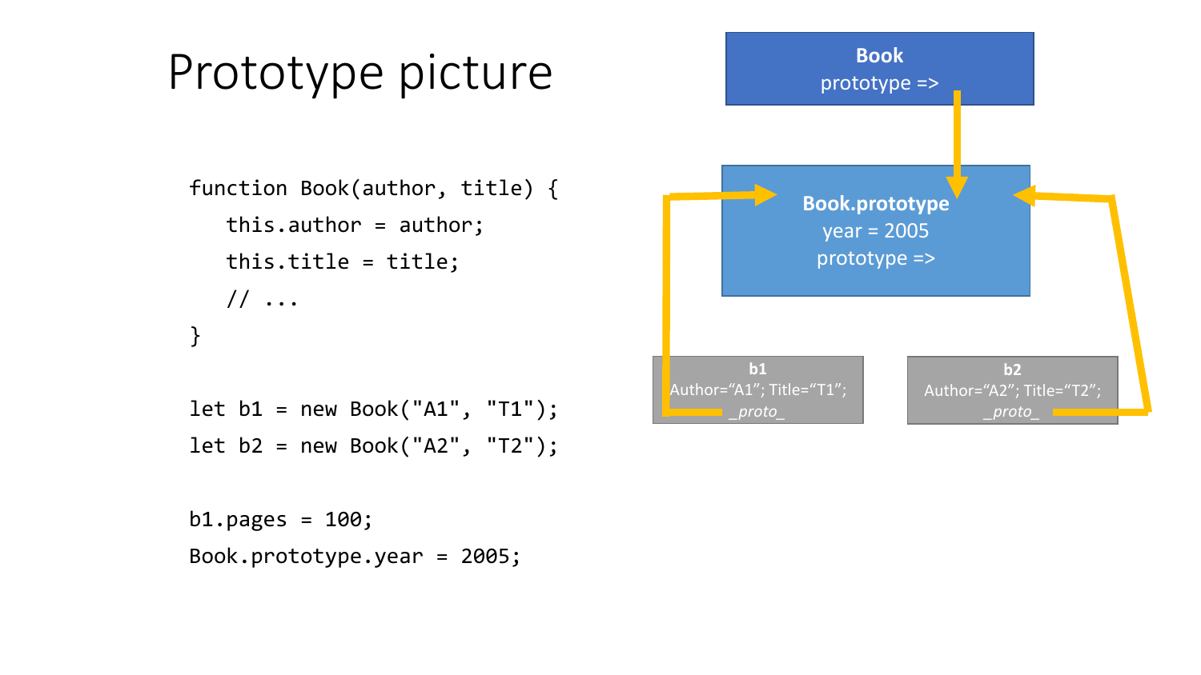# Prototype picture

```
function Book(author, title) {
   this.author = author;
   this.title = title;
   // ...
}

let b1 = new Book("A1", "T1");
let b2 = new Book("A2", "T2");

b1.pages = 100;
Book.prototype.year = 2005;
```

**Book**
prototype =>

**Book.prototype**
year = 2005
prototype =>

**b1**
Author="A1"; Title="T1";
_proto_

**b2**
Author="A2"; Title="T2";
_proto_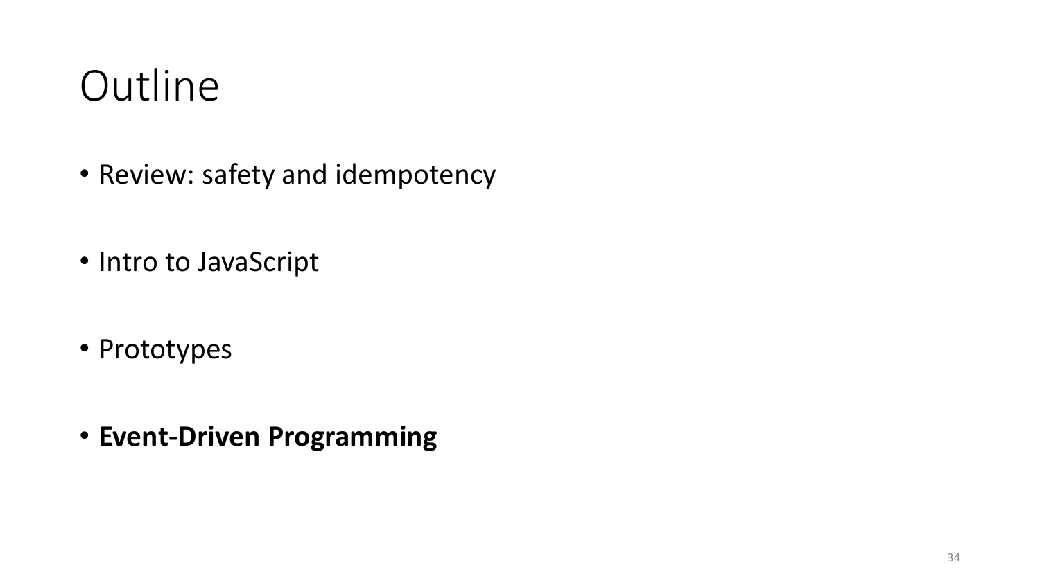# Outline

- Review: safety and idempotency
- Intro to JavaScript
- Prototypes
- **Event-Driven Programming**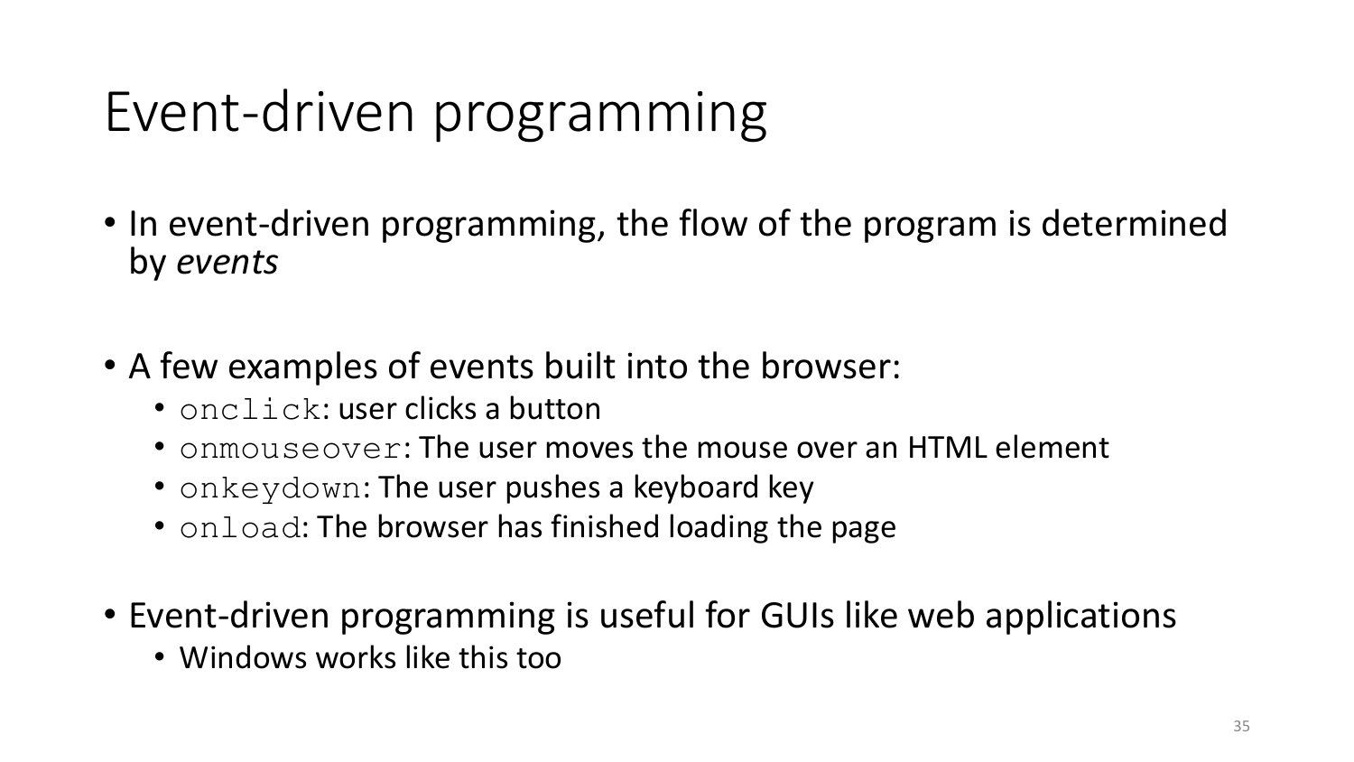# Event-driven programming

- In event-driven programming, the flow of the program is determined by *events*

- A few examples of events built into the browser:
  - `onclick`: user clicks a button
  - `onmouseover`: The user moves the mouse over an HTML element
  - `onkeydown`: The user pushes a keyboard key
  - `onload`: The browser has finished loading the page

- Event-driven programming is useful for GUIs like web applications
  - Windows works like this too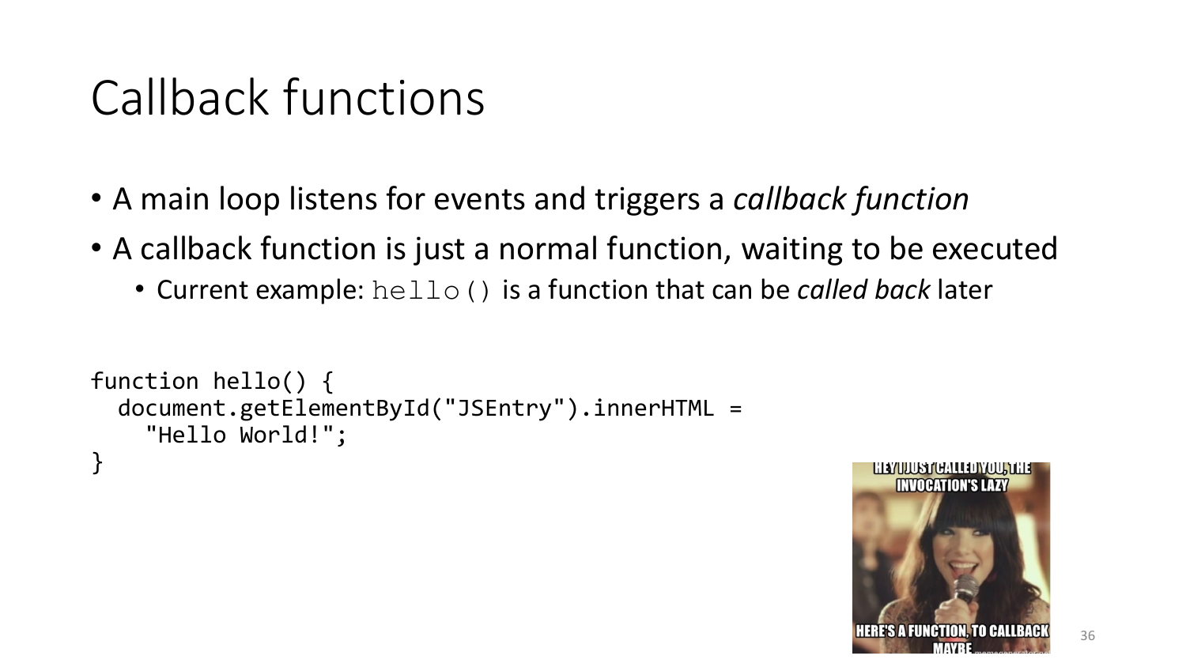# Callback functions

- A main loop listens for events and triggers a *callback function*
- A callback function is just a normal function, waiting to be executed
  - Current example: `hello()` is a function that can be *called back* later

```
function hello() {
  document.getElementById("JSEntry").innerHTML =
    "Hello World!";
}
```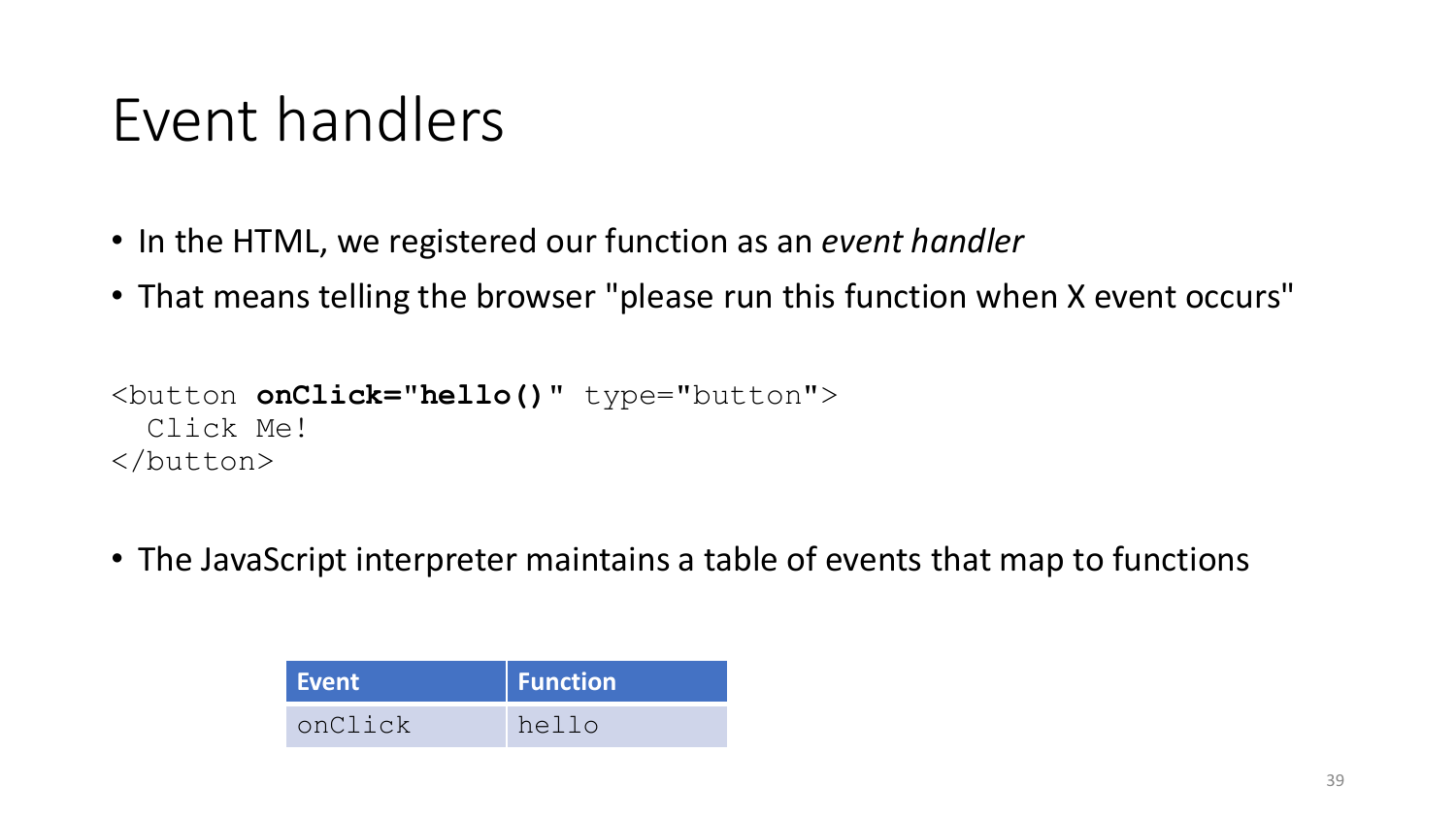# Event handlers

- In the HTML, we registered our function as an *event handler*
- That means telling the browser "please run this function when X event occurs"

```
<button onClick="hello()" type="button">
  Click Me!
</button>
```

- The JavaScript interpreter maintains a table of events that map to functions

| Event | Function |
| --- | --- |
| onClick | hello |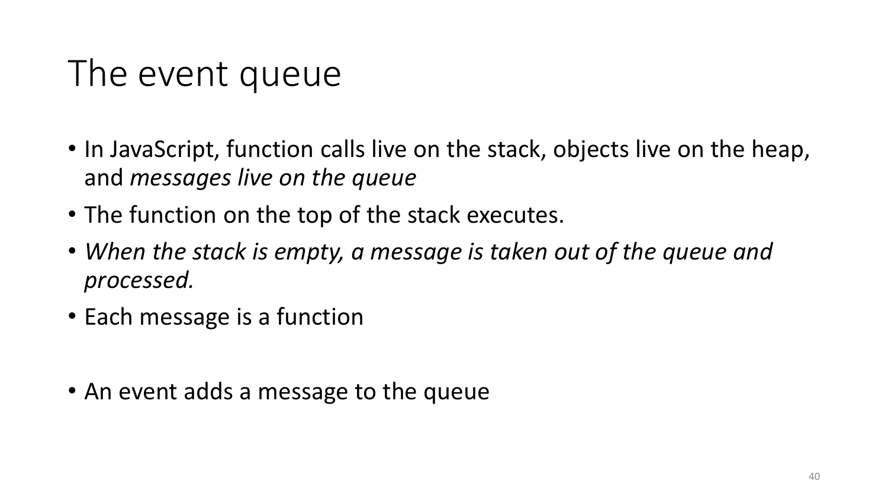# The event queue

- In JavaScript, function calls live on the stack, objects live on the heap, and *messages live on the queue*
- The function on the top of the stack executes.
- *When the stack is empty, a message is taken out of the queue and processed.*
- Each message is a function

- An event adds a message to the queue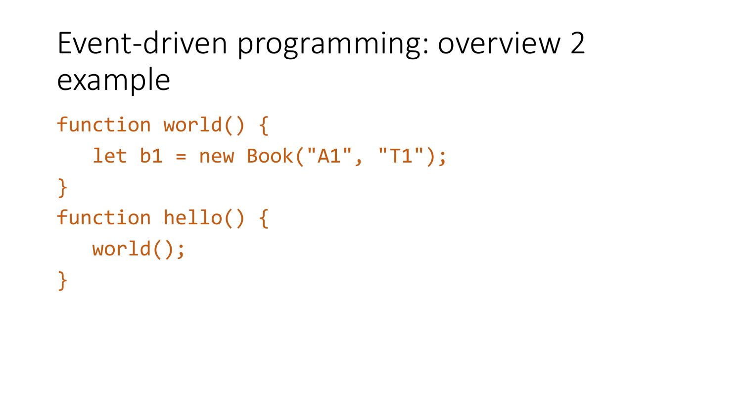# Event-driven programming: overview 2 example

```
function world() {
   let b1 = new Book("A1", "T1");
}
function hello() {
   world();
}
```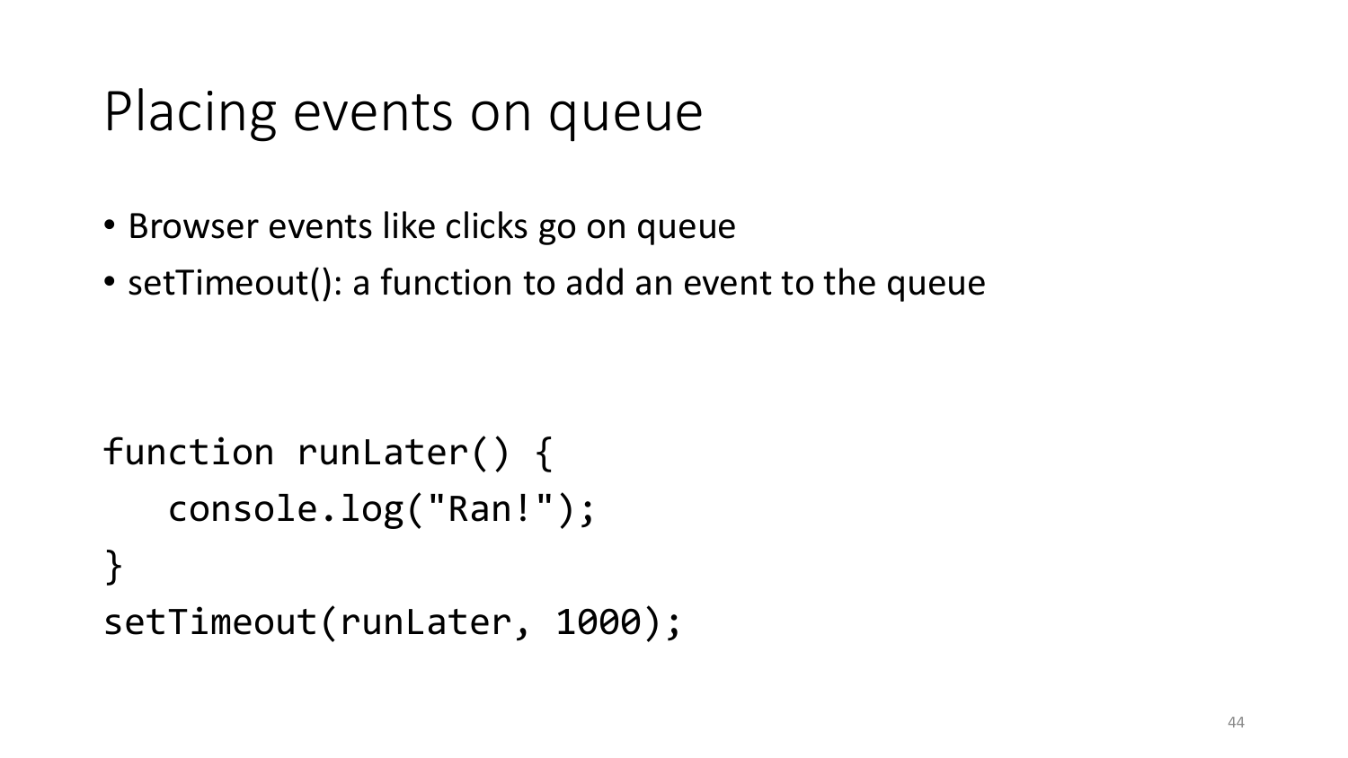# Placing events on queue

- Browser events like clicks go on queue
- setTimeout(): a function to add an event to the queue

```
function runLater() {
   console.log("Ran!");
}
setTimeout(runLater, 1000);
```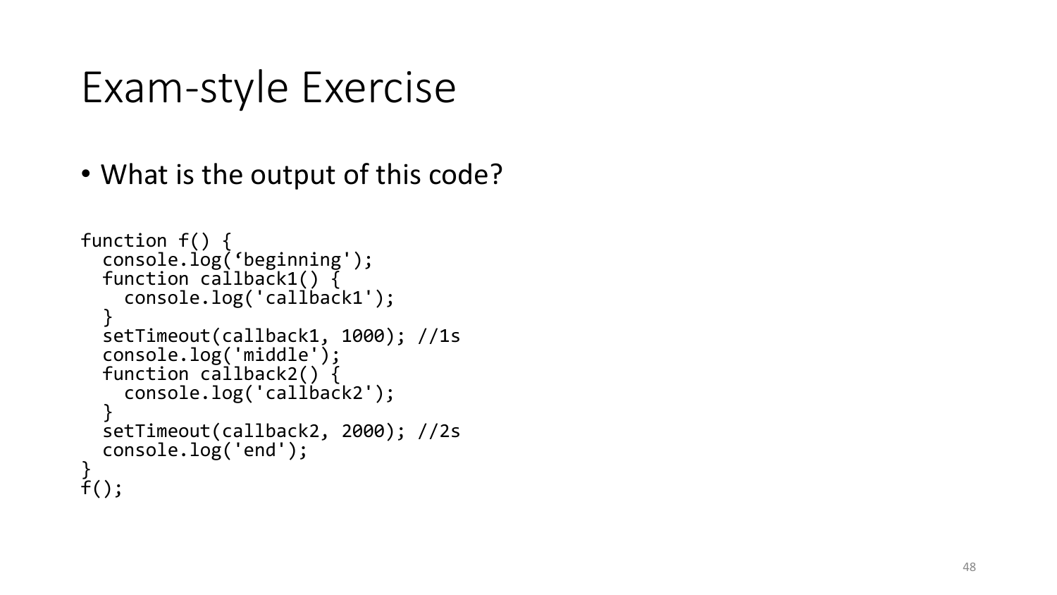# Exam-style Exercise

- What is the output of this code?

```
function f() {
  console.log(‘beginning');
  function callback1() {
    console.log('callback1');
  }
  setTimeout(callback1, 1000); //1s
  console.log('middle');
  function callback2() {
    console.log('callback2');
  }
  setTimeout(callback2, 2000); //2s
  console.log('end');
}
f();
```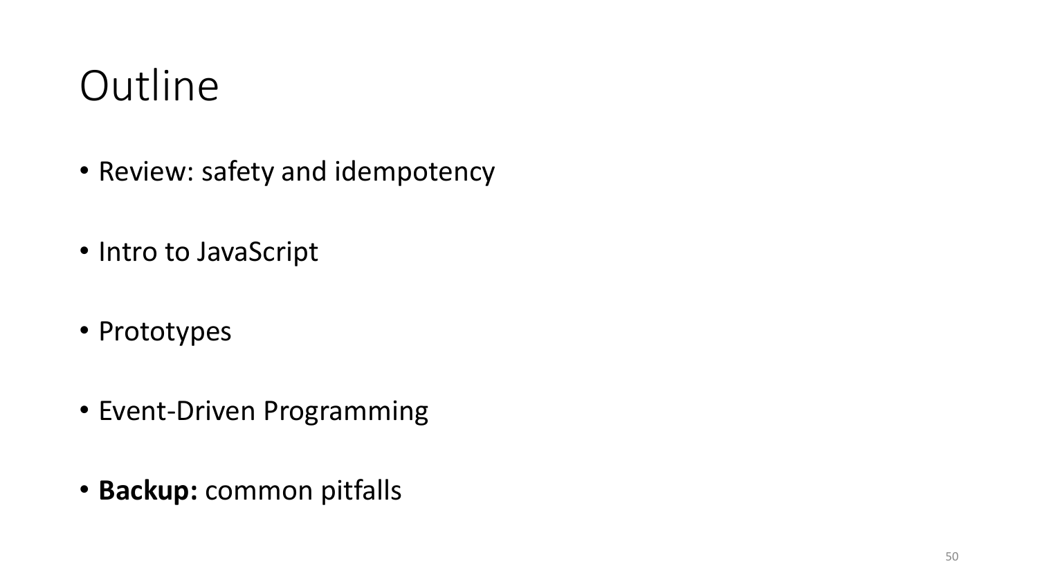# Outline

- Review: safety and idempotency
- Intro to JavaScript
- Prototypes
- Event-Driven Programming
- **Backup:** common pitfalls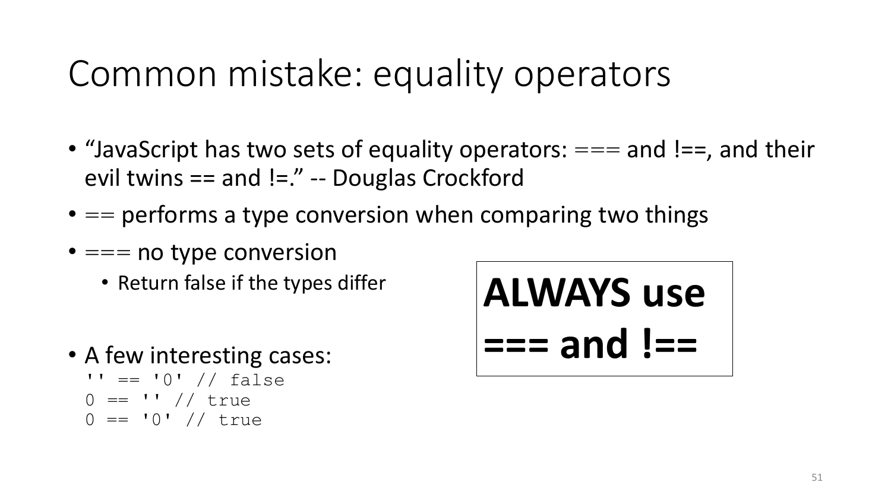# Common mistake: equality operators

- "JavaScript has two sets of equality operators: === and !==, and their evil twins == and !=." -- Douglas Crockford
- == performs a type conversion when comparing two things
- === no type conversion
  - Return false if the types differ
- A few interesting cases:

```
'' == '0' // false
0 == '' // true
0 == '0' // true
```

**ALWAYS use === and !==**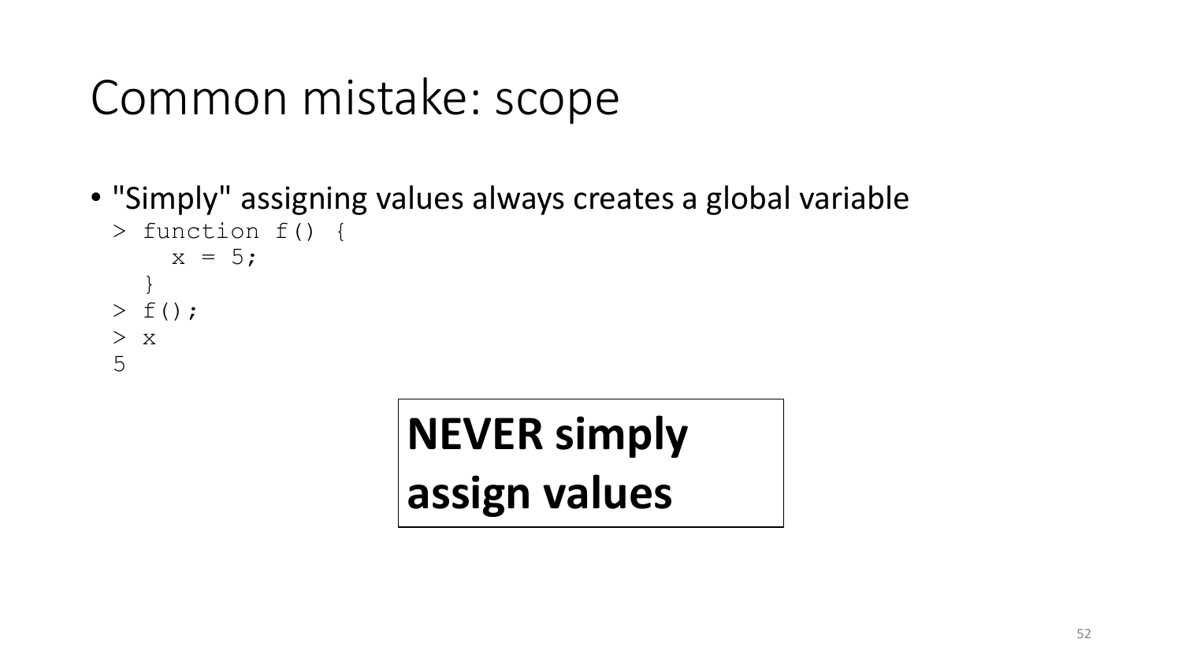# Common mistake: scope

- "Simply" assigning values always creates a global variable

```
> function f() {
    x = 5;
  }
> f();
> x
5
```

**NEVER simply assign values**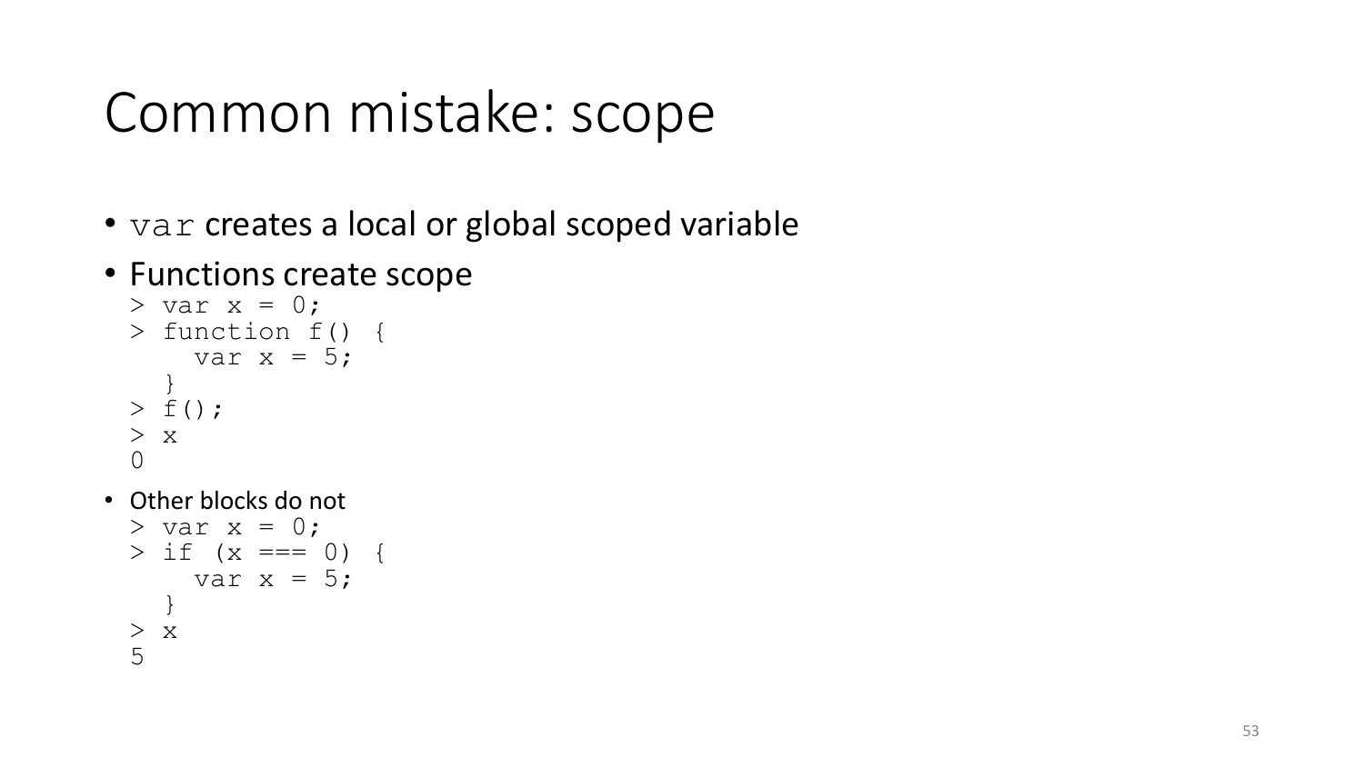# Common mistake: scope

- `var` creates a local or global scoped variable
- Functions create scope

```
> var x = 0;
> function f() {
    var x = 5;
  }
> f();
> x
0
```

- Other blocks do not

```
> var x = 0;
> if (x === 0) {
    var x = 5;
  }
> x
5
```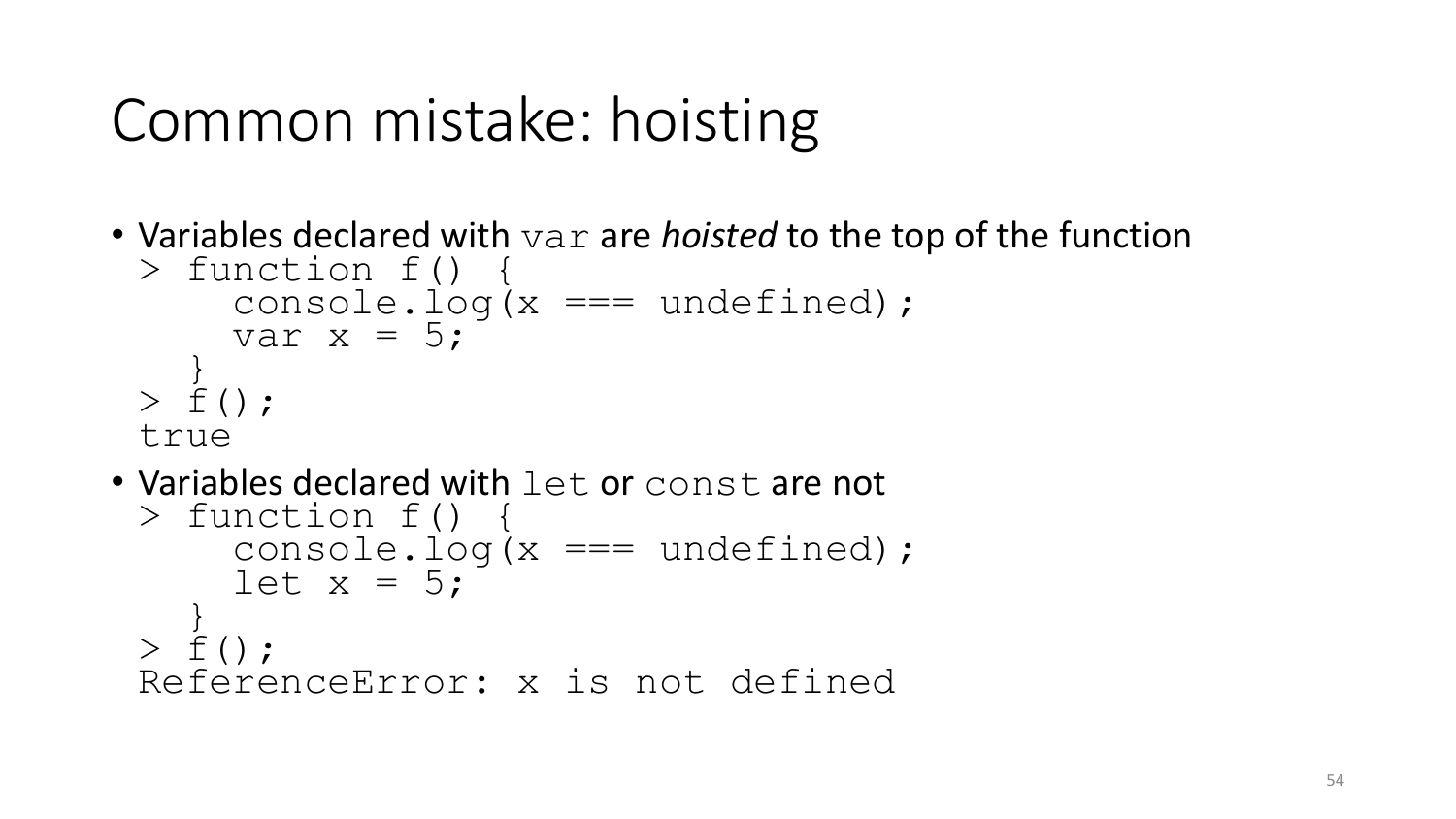# Common mistake: hoisting

- Variables declared with `var` are *hoisted* to the top of the function

```
> function f() {
    console.log(x === undefined);
    var x = 5;
  }
> f();
true
```

- Variables declared with `let` or `const` are not

```
> function f() {
    console.log(x === undefined);
    let x = 5;
  }
> f();
ReferenceError: x is not defined
```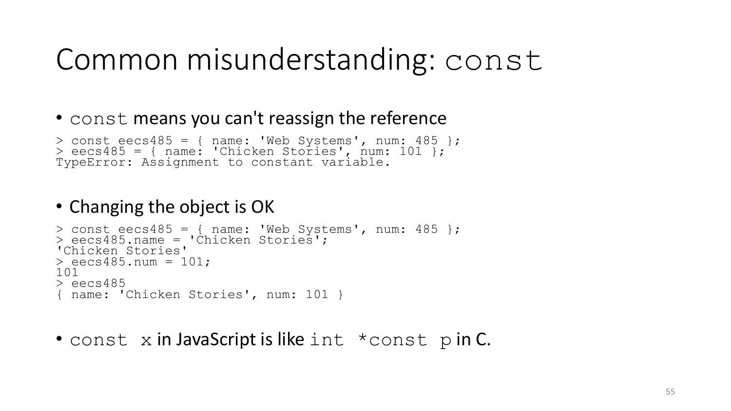# Common misunderstanding: `const`

- `const` means you can't reassign the reference

```
> const eecs485 = { name: 'Web Systems', num: 485 };
> eecs485 = { name: 'Chicken Stories', num: 101 };
TypeError: Assignment to constant variable.
```

- Changing the object is OK

```
> const eecs485 = { name: 'Web Systems', num: 485 };
> eecs485.name = 'Chicken Stories';
'Chicken Stories'
> eecs485.num = 101;
101
> eecs485
{ name: 'Chicken Stories', num: 101 }
```

- `const x` in JavaScript is like `int *const p` in C.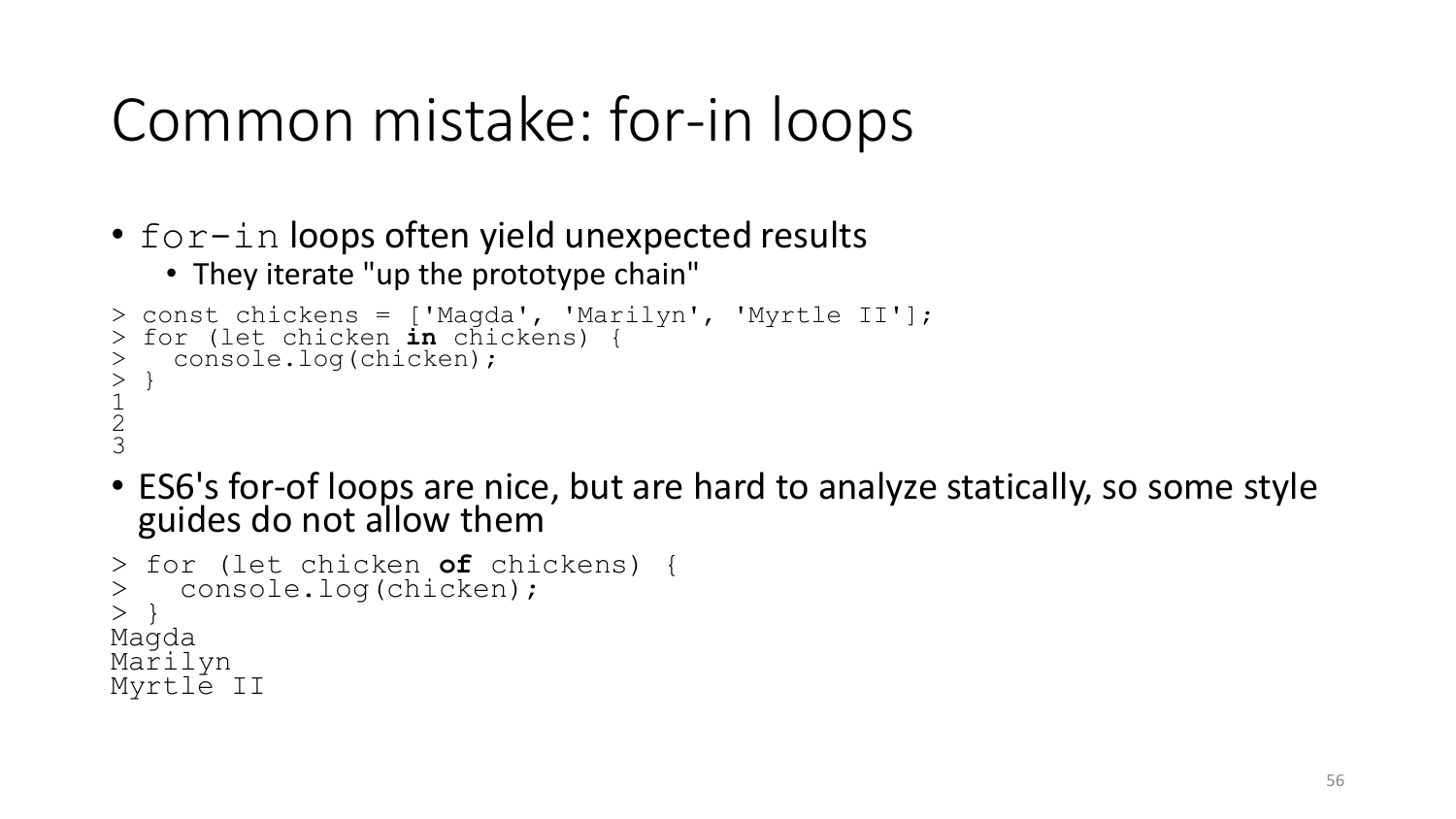# Common mistake: for-in loops

- `for-in` loops often yield unexpected results
  - They iterate "up the prototype chain"

```
> const chickens = ['Magda', 'Marilyn', 'Myrtle II'];
> for (let chicken in chickens) {
>   console.log(chicken);
> }
1
2
3
```

- ES6's for-of loops are nice, but are hard to analyze statically, so some style guides do not allow them

```
> for (let chicken of chickens) {
>   console.log(chicken);
> }
Magda
Marilyn
Myrtle II
```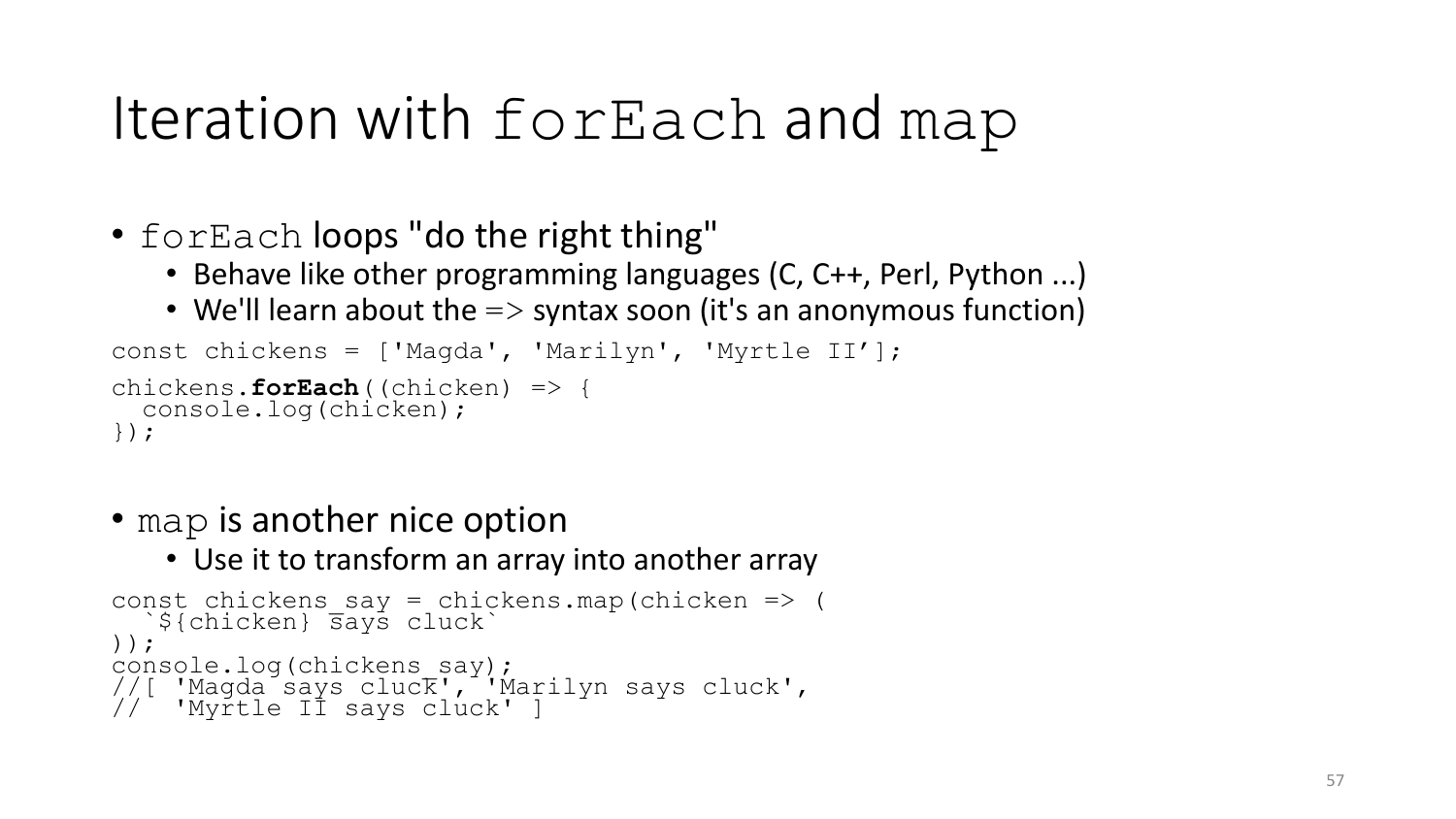# Iteration with `forEach` and `map`

- `forEach` loops "do the right thing"
  - Behave like other programming languages (C, C++, Perl, Python ...)
  - We'll learn about the => syntax soon (it's an anonymous function)

```
const chickens = ['Magda', 'Marilyn', 'Myrtle II’];

chickens.forEach((chicken) => {
  console.log(chicken);
});
```

- `map` is another nice option
  - Use it to transform an array into another array

```
const chickens_say = chickens.map(chicken => (
  `${chicken} says cluck`
));
console.log(chickens_say);
//[ 'Magda says cluck', 'Marilyn says cluck',
//  'Myrtle II says cluck' ]
```